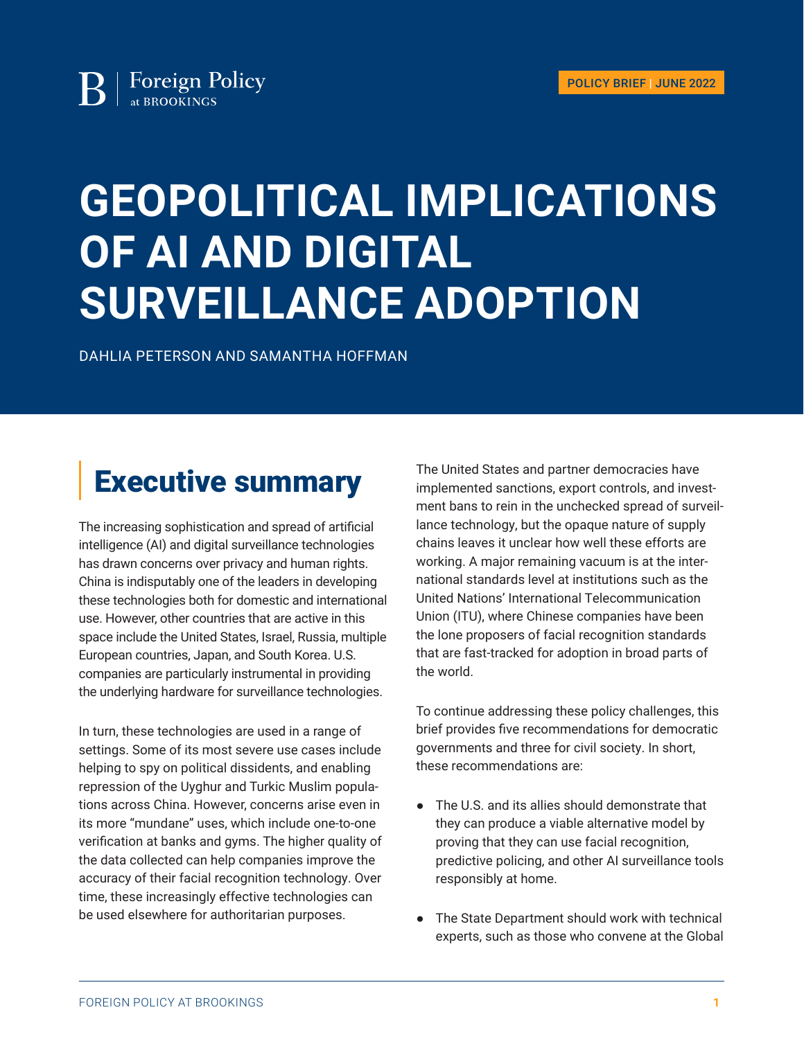Foreign Policy at BROOKINGS

POLICY BRIEF | JUNE 2022

# GEOPOLITICAL IMPLICATIONS OF AI AND DIGITAL SURVEILLANCE ADOPTION

DAHLIA PETERSON AND SAMANTHA HOFFMAN

## Executive summary

The increasing sophistication and spread of artificial intelligence (AI) and digital surveillance technologies has drawn concerns over privacy and human rights. China is indisputably one of the leaders in developing these technologies both for domestic and international use. However, other countries that are active in this space include the United States, Israel, Russia, multiple European countries, Japan, and South Korea. U.S. companies are particularly instrumental in providing the underlying hardware for surveillance technologies.

In turn, these technologies are used in a range of settings. Some of its most severe use cases include helping to spy on political dissidents, and enabling repression of the Uyghur and Turkic Muslim populations across China. However, concerns arise even in its more "mundane" uses, which include one-to-one verification at banks and gyms. The higher quality of the data collected can help companies improve the accuracy of their facial recognition technology. Over time, these increasingly effective technologies can be used elsewhere for authoritarian purposes.

The United States and partner democracies have implemented sanctions, export controls, and investment bans to rein in the unchecked spread of surveillance technology, but the opaque nature of supply chains leaves it unclear how well these efforts are working. A major remaining vacuum is at the international standards level at institutions such as the United Nations' International Telecommunication Union (ITU), where Chinese companies have been the lone proposers of facial recognition standards that are fast-tracked for adoption in broad parts of the world.

To continue addressing these policy challenges, this brief provides five recommendations for democratic governments and three for civil society. In short, these recommendations are:

- The U.S. and its allies should demonstrate that they can produce a viable alternative model by proving that they can use facial recognition, predictive policing, and other AI surveillance tools responsibly at home.
- The State Department should work with technical experts, such as those who convene at the Global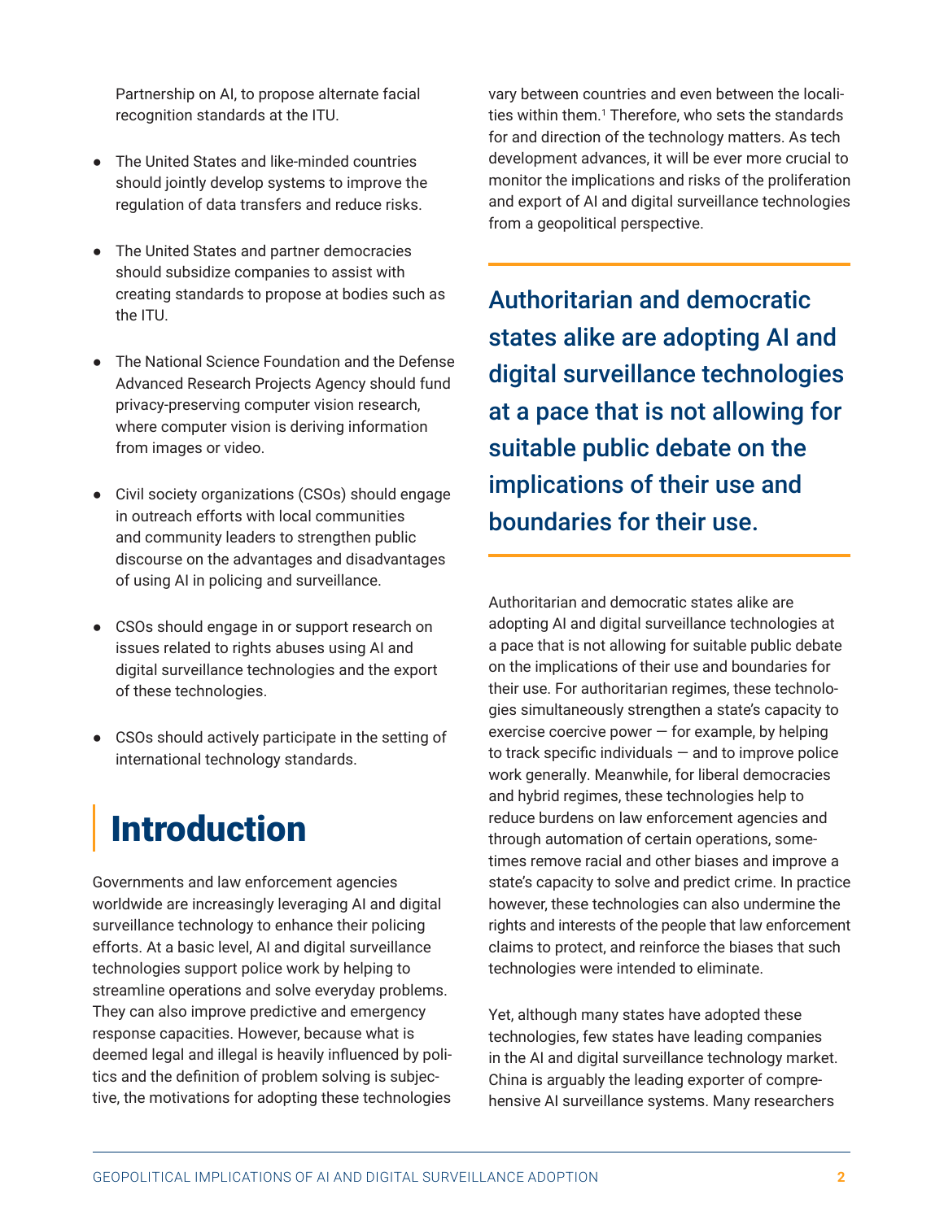Partnership on AI, to propose alternate facial recognition standards at the ITU.

- The United States and like-minded countries should jointly develop systems to improve the regulation of data transfers and reduce risks.
- The United States and partner democracies should subsidize companies to assist with creating standards to propose at bodies such as the ITU.
- The National Science Foundation and the Defense Advanced Research Projects Agency should fund privacy-preserving computer vision research, where computer vision is deriving information from images or video.
- Civil society organizations (CSOs) should engage in outreach efforts with local communities and community leaders to strengthen public discourse on the advantages and disadvantages of using AI in policing and surveillance.
- CSOs should engage in or support research on issues related to rights abuses using AI and digital surveillance technologies and the export of these technologies.
- CSOs should actively participate in the setting of international technology standards.

# Introduction

Governments and law enforcement agencies worldwide are increasingly leveraging AI and digital surveillance technology to enhance their policing efforts. At a basic level, AI and digital surveillance technologies support police work by helping to streamline operations and solve everyday problems. They can also improve predictive and emergency response capacities. However, because what is deemed legal and illegal is heavily influenced by politics and the definition of problem solving is subjective, the motivations for adopting these technologies vary between countries and even between the localities within them.[1] Therefore, who sets the standards for and direction of the technology matters. As tech development advances, it will be ever more crucial to monitor the implications and risks of the proliferation and export of AI and digital surveillance technologies from a geopolitical perspective.

**Authoritarian and democratic states alike are adopting AI and digital surveillance technologies at a pace that is not allowing for suitable public debate on the implications of their use and boundaries for their use.**

Authoritarian and democratic states alike are adopting AI and digital surveillance technologies at a pace that is not allowing for suitable public debate on the implications of their use and boundaries for their use. For authoritarian regimes, these technologies simultaneously strengthen a state's capacity to exercise coercive power — for example, by helping to track specific individuals — and to improve police work generally. Meanwhile, for liberal democracies and hybrid regimes, these technologies help to reduce burdens on law enforcement agencies and through automation of certain operations, sometimes remove racial and other biases and improve a state's capacity to solve and predict crime. In practice however, these technologies can also undermine the rights and interests of the people that law enforcement claims to protect, and reinforce the biases that such technologies were intended to eliminate.

Yet, although many states have adopted these technologies, few states have leading companies in the AI and digital surveillance technology market. China is arguably the leading exporter of comprehensive AI surveillance systems. Many researchers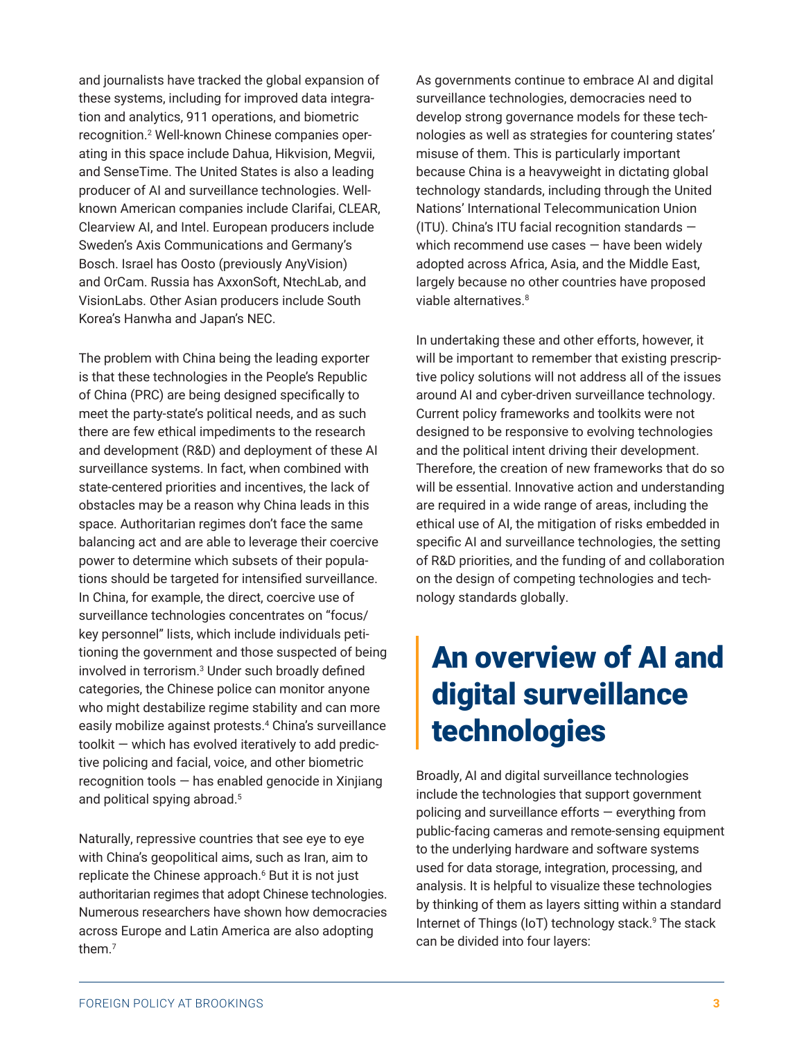and journalists have tracked the global expansion of these systems, including for improved data integration and analytics, 911 operations, and biometric recognition.[2] Well-known Chinese companies operating in this space include Dahua, Hikvision, Megvii, and SenseTime. The United States is also a leading producer of AI and surveillance technologies. Well-known American companies include Clarifai, CLEAR, Clearview AI, and Intel. European producers include Sweden's Axis Communications and Germany's Bosch. Israel has Oosto (previously AnyVision) and OrCam. Russia has AxxonSoft, NtechLab, and VisionLabs. Other Asian producers include South Korea's Hanwha and Japan's NEC.

The problem with China being the leading exporter is that these technologies in the People's Republic of China (PRC) are being designed specifically to meet the party-state's political needs, and as such there are few ethical impediments to the research and development (R&D) and deployment of these AI surveillance systems. In fact, when combined with state-centered priorities and incentives, the lack of obstacles may be a reason why China leads in this space. Authoritarian regimes don't face the same balancing act and are able to leverage their coercive power to determine which subsets of their populations should be targeted for intensified surveillance. In China, for example, the direct, coercive use of surveillance technologies concentrates on "focus/key personnel" lists, which include individuals petitioning the government and those suspected of being involved in terrorism.[3] Under such broadly defined categories, the Chinese police can monitor anyone who might destabilize regime stability and can more easily mobilize against protests.[4] China's surveillance toolkit — which has evolved iteratively to add predictive policing and facial, voice, and other biometric recognition tools — has enabled genocide in Xinjiang and political spying abroad.[5]

Naturally, repressive countries that see eye to eye with China's geopolitical aims, such as Iran, aim to replicate the Chinese approach.[6] But it is not just authoritarian regimes that adopt Chinese technologies. Numerous researchers have shown how democracies across Europe and Latin America are also adopting them.[7]

As governments continue to embrace AI and digital surveillance technologies, democracies need to develop strong governance models for these technologies as well as strategies for countering states' misuse of them. This is particularly important because China is a heavyweight in dictating global technology standards, including through the United Nations' International Telecommunication Union (ITU). China's ITU facial recognition standards — which recommend use cases — have been widely adopted across Africa, Asia, and the Middle East, largely because no other countries have proposed viable alternatives.[8]

In undertaking these and other efforts, however, it will be important to remember that existing prescriptive policy solutions will not address all of the issues around AI and cyber-driven surveillance technology. Current policy frameworks and toolkits were not designed to be responsive to evolving technologies and the political intent driving their development. Therefore, the creation of new frameworks that do so will be essential. Innovative action and understanding are required in a wide range of areas, including the ethical use of AI, the mitigation of risks embedded in specific AI and surveillance technologies, the setting of R&D priorities, and the funding of and collaboration on the design of competing technologies and technology standards globally.

# An overview of AI and digital surveillance technologies

Broadly, AI and digital surveillance technologies include the technologies that support government policing and surveillance efforts — everything from public-facing cameras and remote-sensing equipment to the underlying hardware and software systems used for data storage, integration, processing, and analysis. It is helpful to visualize these technologies by thinking of them as layers sitting within a standard Internet of Things (IoT) technology stack.[9] The stack can be divided into four layers: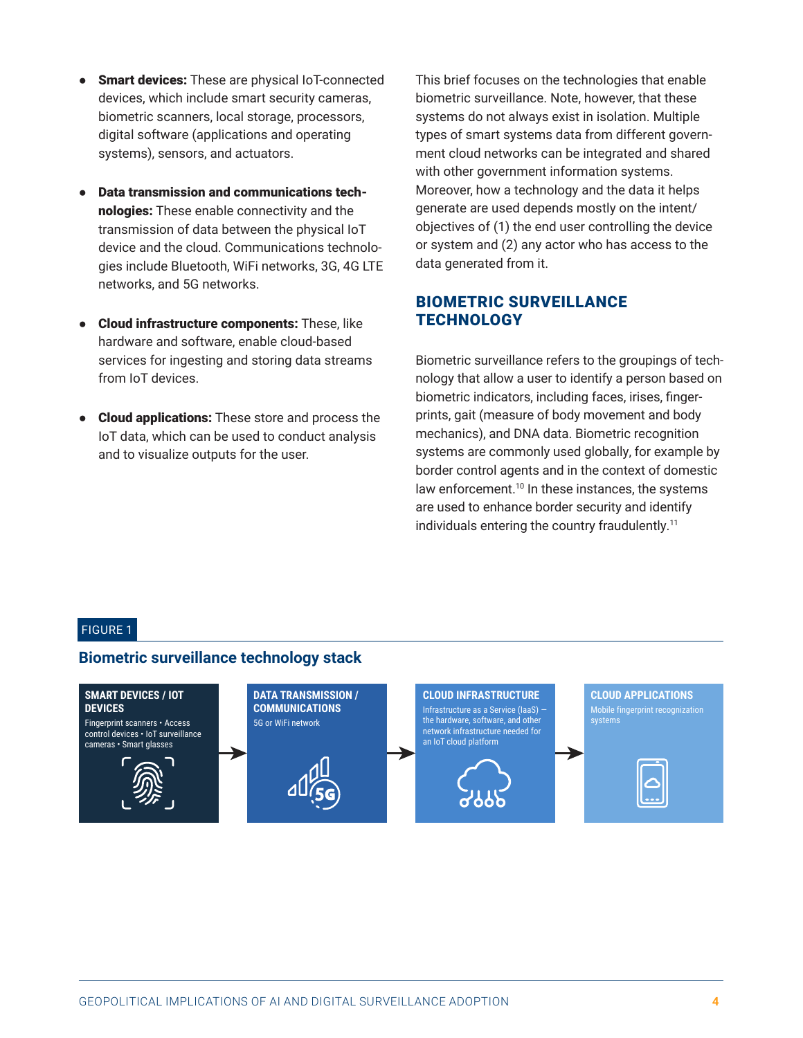- **Smart devices:** These are physical IoT-connected devices, which include smart security cameras, biometric scanners, local storage, processors, digital software (applications and operating systems), sensors, and actuators.
- **Data transmission and communications technologies:** These enable connectivity and the transmission of data between the physical IoT device and the cloud. Communications technologies include Bluetooth, WiFi networks, 3G, 4G LTE networks, and 5G networks.
- **Cloud infrastructure components:** These, like hardware and software, enable cloud-based services for ingesting and storing data streams from IoT devices.
- **Cloud applications:** These store and process the IoT data, which can be used to conduct analysis and to visualize outputs for the user.

This brief focuses on the technologies that enable biometric surveillance. Note, however, that these systems do not always exist in isolation. Multiple types of smart systems data from different government cloud networks can be integrated and shared with other government information systems. Moreover, how a technology and the data it helps generate are used depends mostly on the intent/objectives of (1) the end user controlling the device or system and (2) any actor who has access to the data generated from it.

## BIOMETRIC SURVEILLANCE TECHNOLOGY

Biometric surveillance refers to the groupings of technology that allow a user to identify a person based on biometric indicators, including faces, irises, fingerprints, gait (measure of body movement and body mechanics), and DNA data. Biometric recognition systems are commonly used globally, for example by border control agents and in the context of domestic law enforcement.[10] In these instances, the systems are used to enhance border security and identify individuals entering the country fraudulently.[11]

FIGURE 1

**Biometric surveillance technology stack**

**SMART DEVICES / IOT DEVICES**
Fingerprint scanners • Access control devices • IoT surveillance cameras • Smart glasses

→ **DATA TRANSMISSION / COMMUNICATIONS**
5G or WiFi network

→ **CLOUD INFRASTRUCTURE**
Infrastructure as a Service (IaaS) — the hardware, software, and other network infrastructure needed for an IoT cloud platform

→ **CLOUD APPLICATIONS**
Mobile fingerprint recognization systems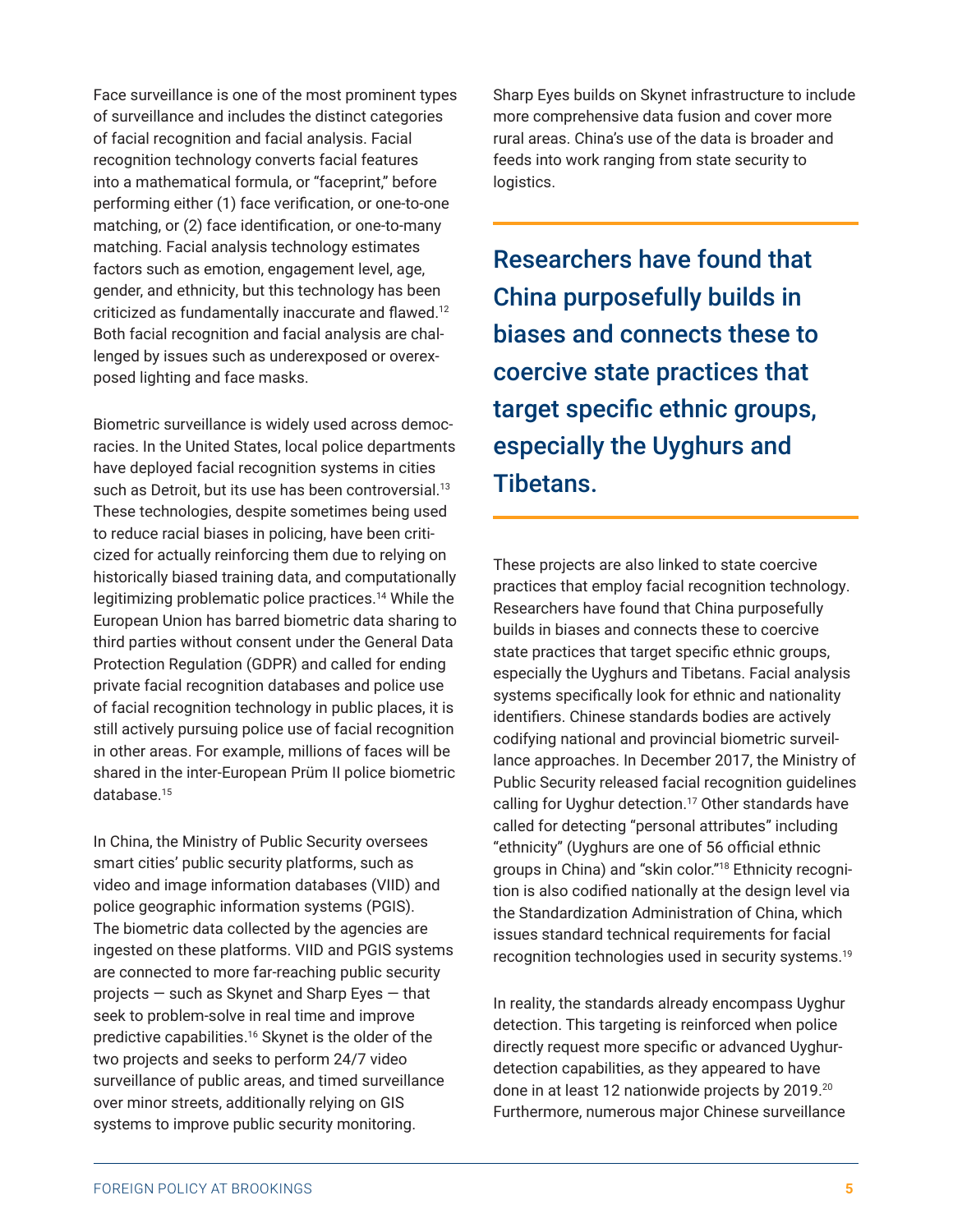Face surveillance is one of the most prominent types of surveillance and includes the distinct categories of facial recognition and facial analysis. Facial recognition technology converts facial features into a mathematical formula, or "faceprint," before performing either (1) face verification, or one-to-one matching, or (2) face identification, or one-to-many matching. Facial analysis technology estimates factors such as emotion, engagement level, age, gender, and ethnicity, but this technology has been criticized as fundamentally inaccurate and flawed.[12] Both facial recognition and facial analysis are challenged by issues such as underexposed or overexposed lighting and face masks.

Biometric surveillance is widely used across democracies. In the United States, local police departments have deployed facial recognition systems in cities such as Detroit, but its use has been controversial.[13] These technologies, despite sometimes being used to reduce racial biases in policing, have been criticized for actually reinforcing them due to relying on historically biased training data, and computationally legitimizing problematic police practices.[14] While the European Union has barred biometric data sharing to third parties without consent under the General Data Protection Regulation (GDPR) and called for ending private facial recognition databases and police use of facial recognition technology in public places, it is still actively pursuing police use of facial recognition in other areas. For example, millions of faces will be shared in the inter-European Prüm II police biometric database.[15]

In China, the Ministry of Public Security oversees smart cities' public security platforms, such as video and image information databases (VIID) and police geographic information systems (PGIS). The biometric data collected by the agencies are ingested on these platforms. VIID and PGIS systems are connected to more far-reaching public security projects — such as Skynet and Sharp Eyes — that seek to problem-solve in real time and improve predictive capabilities.[16] Skynet is the older of the two projects and seeks to perform 24/7 video surveillance of public areas, and timed surveillance over minor streets, additionally relying on GIS systems to improve public security monitoring. Sharp Eyes builds on Skynet infrastructure to include more comprehensive data fusion and cover more rural areas. China's use of the data is broader and feeds into work ranging from state security to logistics.

> **Researchers have found that China purposefully builds in biases and connects these to coercive state practices that target specific ethnic groups, especially the Uyghurs and Tibetans.**

These projects are also linked to state coercive practices that employ facial recognition technology. Researchers have found that China purposefully builds in biases and connects these to coercive state practices that target specific ethnic groups, especially the Uyghurs and Tibetans. Facial analysis systems specifically look for ethnic and nationality identifiers. Chinese standards bodies are actively codifying national and provincial biometric surveillance approaches. In December 2017, the Ministry of Public Security released facial recognition guidelines calling for Uyghur detection.[17] Other standards have called for detecting "personal attributes" including "ethnicity" (Uyghurs are one of 56 official ethnic groups in China) and "skin color."[18] Ethnicity recognition is also codified nationally at the design level via the Standardization Administration of China, which issues standard technical requirements for facial recognition technologies used in security systems.[19]

In reality, the standards already encompass Uyghur detection. This targeting is reinforced when police directly request more specific or advanced Uyghur-detection capabilities, as they appeared to have done in at least 12 nationwide projects by 2019.[20] Furthermore, numerous major Chinese surveillance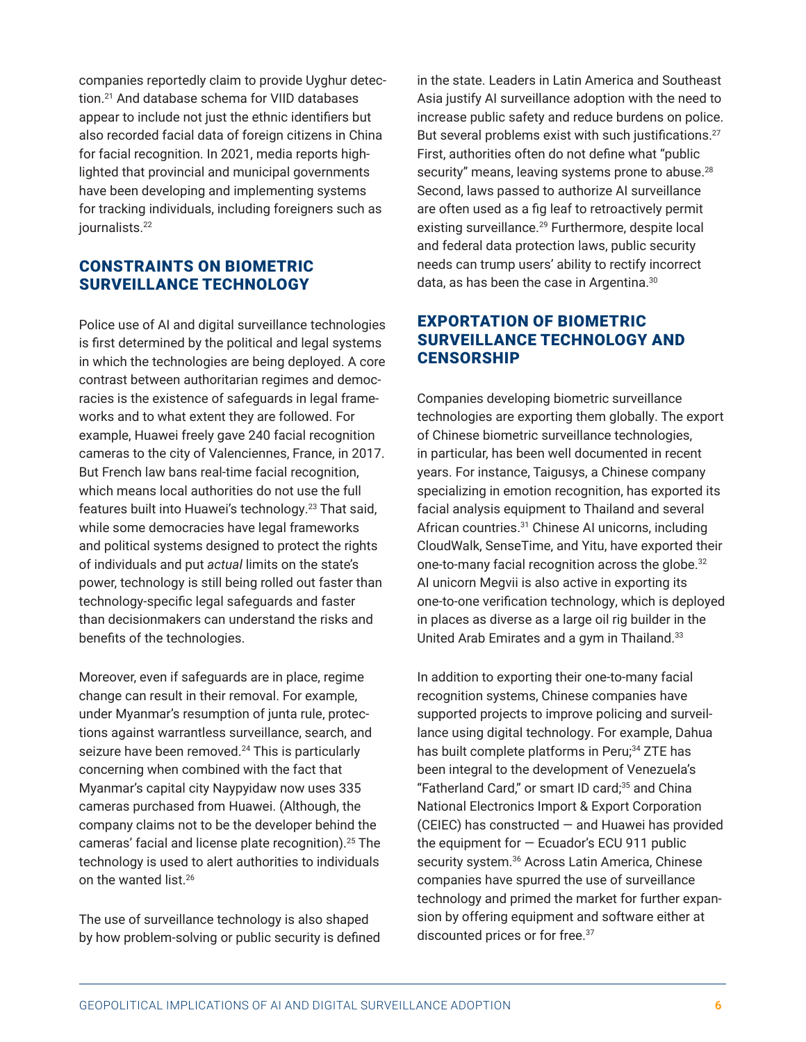companies reportedly claim to provide Uyghur detection.[21] And database schema for VIID databases appear to include not just the ethnic identifiers but also recorded facial data of foreign citizens in China for facial recognition. In 2021, media reports highlighted that provincial and municipal governments have been developing and implementing systems for tracking individuals, including foreigners such as journalists.[22]

## CONSTRAINTS ON BIOMETRIC SURVEILLANCE TECHNOLOGY

Police use of AI and digital surveillance technologies is first determined by the political and legal systems in which the technologies are being deployed. A core contrast between authoritarian regimes and democracies is the existence of safeguards in legal frameworks and to what extent they are followed. For example, Huawei freely gave 240 facial recognition cameras to the city of Valenciennes, France, in 2017. But French law bans real-time facial recognition, which means local authorities do not use the full features built into Huawei's technology.[23] That said, while some democracies have legal frameworks and political systems designed to protect the rights of individuals and put *actual* limits on the state's power, technology is still being rolled out faster than technology-specific legal safeguards and faster than decisionmakers can understand the risks and benefits of the technologies.

Moreover, even if safeguards are in place, regime change can result in their removal. For example, under Myanmar's resumption of junta rule, protections against warrantless surveillance, search, and seizure have been removed.[24] This is particularly concerning when combined with the fact that Myanmar's capital city Naypyidaw now uses 335 cameras purchased from Huawei. (Although, the company claims not to be the developer behind the cameras' facial and license plate recognition).[25] The technology is used to alert authorities to individuals on the wanted list.[26]

The use of surveillance technology is also shaped by how problem-solving or public security is defined in the state. Leaders in Latin America and Southeast Asia justify AI surveillance adoption with the need to increase public safety and reduce burdens on police. But several problems exist with such justifications.[27] First, authorities often do not define what "public security" means, leaving systems prone to abuse.[28] Second, laws passed to authorize AI surveillance are often used as a fig leaf to retroactively permit existing surveillance.[29] Furthermore, despite local and federal data protection laws, public security needs can trump users' ability to rectify incorrect data, as has been the case in Argentina.[30]

## EXPORTATION OF BIOMETRIC SURVEILLANCE TECHNOLOGY AND CENSORSHIP

Companies developing biometric surveillance technologies are exporting them globally. The export of Chinese biometric surveillance technologies, in particular, has been well documented in recent years. For instance, Taigusys, a Chinese company specializing in emotion recognition, has exported its facial analysis equipment to Thailand and several African countries.[31] Chinese AI unicorns, including CloudWalk, SenseTime, and Yitu, have exported their one-to-many facial recognition across the globe.[32] AI unicorn Megvii is also active in exporting its one-to-one verification technology, which is deployed in places as diverse as a large oil rig builder in the United Arab Emirates and a gym in Thailand.[33]

In addition to exporting their one-to-many facial recognition systems, Chinese companies have supported projects to improve policing and surveillance using digital technology. For example, Dahua has built complete platforms in Peru;[34] ZTE has been integral to the development of Venezuela's "Fatherland Card," or smart ID card;[35] and China National Electronics Import & Export Corporation (CEIEC) has constructed — and Huawei has provided the equipment for — Ecuador's ECU 911 public security system.[36] Across Latin America, Chinese companies have spurred the use of surveillance technology and primed the market for further expansion by offering equipment and software either at discounted prices or for free.[37]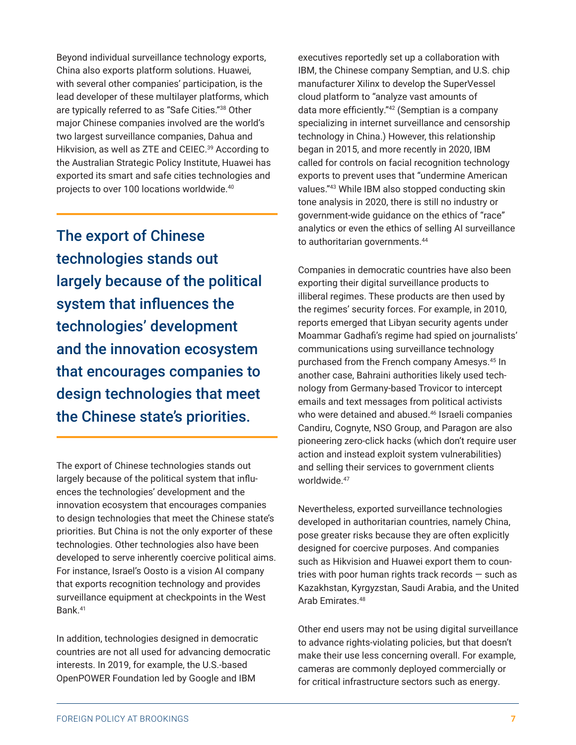Beyond individual surveillance technology exports, China also exports platform solutions. Huawei, with several other companies' participation, is the lead developer of these multilayer platforms, which are typically referred to as "Safe Cities."[38] Other major Chinese companies involved are the world's two largest surveillance companies, Dahua and Hikvision, as well as ZTE and CEIEC.[39] According to the Australian Strategic Policy Institute, Huawei has exported its smart and safe cities technologies and projects to over 100 locations worldwide.[40]

> **The export of Chinese technologies stands out largely because of the political system that influences the technologies' development and the innovation ecosystem that encourages companies to design technologies that meet the Chinese state's priorities.**

The export of Chinese technologies stands out largely because of the political system that influences the technologies' development and the innovation ecosystem that encourages companies to design technologies that meet the Chinese state's priorities. But China is not the only exporter of these technologies. Other technologies also have been developed to serve inherently coercive political aims. For instance, Israel's Oosto is a vision AI company that exports recognition technology and provides surveillance equipment at checkpoints in the West Bank.[41]

In addition, technologies designed in democratic countries are not all used for advancing democratic interests. In 2019, for example, the U.S.-based OpenPOWER Foundation led by Google and IBM executives reportedly set up a collaboration with IBM, the Chinese company Semptian, and U.S. chip manufacturer Xilinx to develop the SuperVessel cloud platform to "analyze vast amounts of data more efficiently."[42] (Semptian is a company specializing in internet surveillance and censorship technology in China.) However, this relationship began in 2015, and more recently in 2020, IBM called for controls on facial recognition technology exports to prevent uses that "undermine American values."[43] While IBM also stopped conducting skin tone analysis in 2020, there is still no industry or government-wide guidance on the ethics of "race" analytics or even the ethics of selling AI surveillance to authoritarian governments.[44]

Companies in democratic countries have also been exporting their digital surveillance products to illiberal regimes. These products are then used by the regimes' security forces. For example, in 2010, reports emerged that Libyan security agents under Moammar Gadhafi's regime had spied on journalists' communications using surveillance technology purchased from the French company Amesys.[45] In another case, Bahraini authorities likely used technology from Germany-based Trovicor to intercept emails and text messages from political activists who were detained and abused.[46] Israeli companies Candiru, Cognyte, NSO Group, and Paragon are also pioneering zero-click hacks (which don't require user action and instead exploit system vulnerabilities) and selling their services to government clients worldwide.[47]

Nevertheless, exported surveillance technologies developed in authoritarian countries, namely China, pose greater risks because they are often explicitly designed for coercive purposes. And companies such as Hikvision and Huawei export them to countries with poor human rights track records — such as Kazakhstan, Kyrgyzstan, Saudi Arabia, and the United Arab Emirates.[48]

Other end users may not be using digital surveillance to advance rights-violating policies, but that doesn't make their use less concerning overall. For example, cameras are commonly deployed commercially or for critical infrastructure sectors such as energy.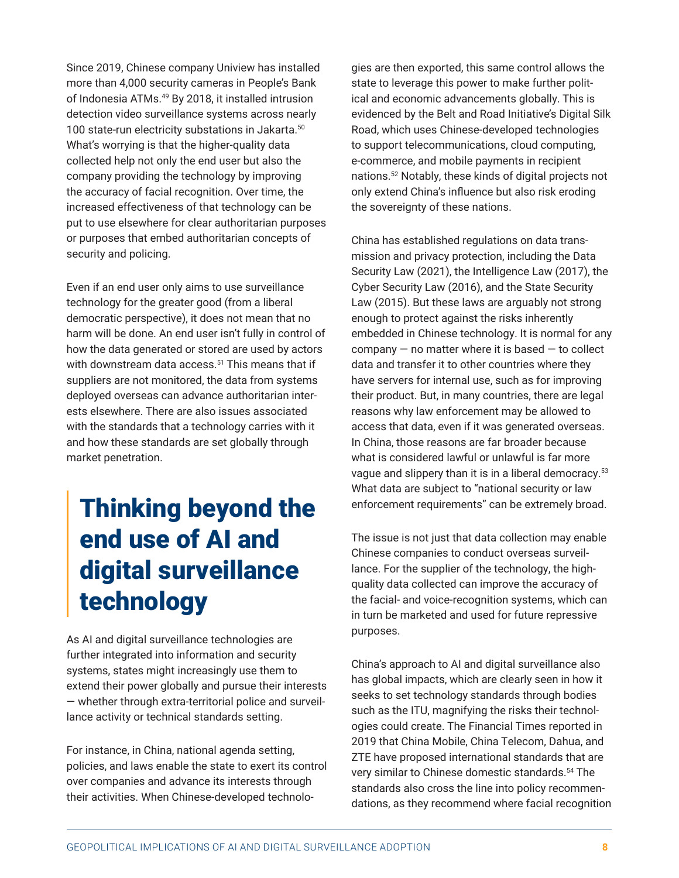Since 2019, Chinese company Uniview has installed more than 4,000 security cameras in People's Bank of Indonesia ATMs.[49] By 2018, it installed intrusion detection video surveillance systems across nearly 100 state-run electricity substations in Jakarta.[50] What's worrying is that the higher-quality data collected help not only the end user but also the company providing the technology by improving the accuracy of facial recognition. Over time, the increased effectiveness of that technology can be put to use elsewhere for clear authoritarian purposes or purposes that embed authoritarian concepts of security and policing.

Even if an end user only aims to use surveillance technology for the greater good (from a liberal democratic perspective), it does not mean that no harm will be done. An end user isn't fully in control of how the data generated or stored are used by actors with downstream data access.[51] This means that if suppliers are not monitored, the data from systems deployed overseas can advance authoritarian interests elsewhere. There are also issues associated with the standards that a technology carries with it and how these standards are set globally through market penetration.

## Thinking beyond the end use of AI and digital surveillance technology

As AI and digital surveillance technologies are further integrated into information and security systems, states might increasingly use them to extend their power globally and pursue their interests — whether through extra-territorial police and surveillance activity or technical standards setting.

For instance, in China, national agenda setting, policies, and laws enable the state to exert its control over companies and advance its interests through their activities. When Chinese-developed technologies are then exported, this same control allows the state to leverage this power to make further political and economic advancements globally. This is evidenced by the Belt and Road Initiative's Digital Silk Road, which uses Chinese-developed technologies to support telecommunications, cloud computing, e-commerce, and mobile payments in recipient nations.[52] Notably, these kinds of digital projects not only extend China's influence but also risk eroding the sovereignty of these nations.

China has established regulations on data transmission and privacy protection, including the Data Security Law (2021), the Intelligence Law (2017), the Cyber Security Law (2016), and the State Security Law (2015). But these laws are arguably not strong enough to protect against the risks inherently embedded in Chinese technology. It is normal for any company — no matter where it is based — to collect data and transfer it to other countries where they have servers for internal use, such as for improving their product. But, in many countries, there are legal reasons why law enforcement may be allowed to access that data, even if it was generated overseas. In China, those reasons are far broader because what is considered lawful or unlawful is far more vague and slippery than it is in a liberal democracy.[53] What data are subject to "national security or law enforcement requirements" can be extremely broad.

The issue is not just that data collection may enable Chinese companies to conduct overseas surveillance. For the supplier of the technology, the high-quality data collected can improve the accuracy of the facial- and voice-recognition systems, which can in turn be marketed and used for future repressive purposes.

China's approach to AI and digital surveillance also has global impacts, which are clearly seen in how it seeks to set technology standards through bodies such as the ITU, magnifying the risks their technologies could create. The Financial Times reported in 2019 that China Mobile, China Telecom, Dahua, and ZTE have proposed international standards that are very similar to Chinese domestic standards.[54] The standards also cross the line into policy recommendations, as they recommend where facial recognition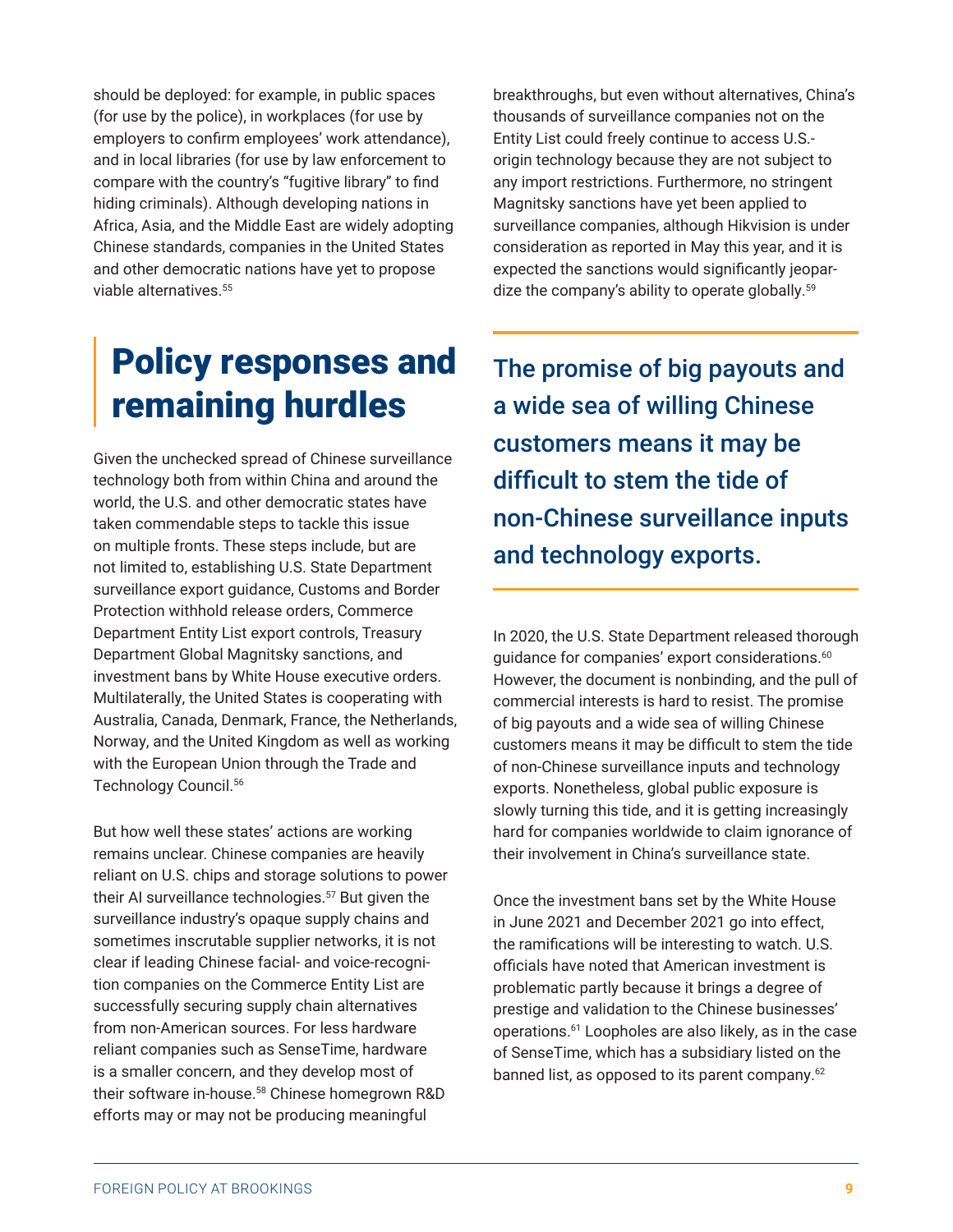should be deployed: for example, in public spaces (for use by the police), in workplaces (for use by employers to confirm employees' work attendance), and in local libraries (for use by law enforcement to compare with the country's "fugitive library" to find hiding criminals). Although developing nations in Africa, Asia, and the Middle East are widely adopting Chinese standards, companies in the United States and other democratic nations have yet to propose viable alternatives.[55]

## Policy responses and remaining hurdles

Given the unchecked spread of Chinese surveillance technology both from within China and around the world, the U.S. and other democratic states have taken commendable steps to tackle this issue on multiple fronts. These steps include, but are not limited to, establishing U.S. State Department surveillance export guidance, Customs and Border Protection withhold release orders, Commerce Department Entity List export controls, Treasury Department Global Magnitsky sanctions, and investment bans by White House executive orders. Multilaterally, the United States is cooperating with Australia, Canada, Denmark, France, the Netherlands, Norway, and the United Kingdom as well as working with the European Union through the Trade and Technology Council.[56]

But how well these states' actions are working remains unclear. Chinese companies are heavily reliant on U.S. chips and storage solutions to power their AI surveillance technologies.[57] But given the surveillance industry's opaque supply chains and sometimes inscrutable supplier networks, it is not clear if leading Chinese facial- and voice-recognition companies on the Commerce Entity List are successfully securing supply chain alternatives from non-American sources. For less hardware reliant companies such as SenseTime, hardware is a smaller concern, and they develop most of their software in-house.[58] Chinese homegrown R&D efforts may or may not be producing meaningful breakthroughs, but even without alternatives, China's thousands of surveillance companies not on the Entity List could freely continue to access U.S.-origin technology because they are not subject to any import restrictions. Furthermore, no stringent Magnitsky sanctions have yet been applied to surveillance companies, although Hikvision is under consideration as reported in May this year, and it is expected the sanctions would significantly jeopardize the company's ability to operate globally.[59]

> **The promise of big payouts and a wide sea of willing Chinese customers means it may be difficult to stem the tide of non-Chinese surveillance inputs and technology exports.**

In 2020, the U.S. State Department released thorough guidance for companies' export considerations.[60] However, the document is nonbinding, and the pull of commercial interests is hard to resist. The promise of big payouts and a wide sea of willing Chinese customers means it may be difficult to stem the tide of non-Chinese surveillance inputs and technology exports. Nonetheless, global public exposure is slowly turning this tide, and it is getting increasingly hard for companies worldwide to claim ignorance of their involvement in China's surveillance state.

Once the investment bans set by the White House in June 2021 and December 2021 go into effect, the ramifications will be interesting to watch. U.S. officials have noted that American investment is problematic partly because it brings a degree of prestige and validation to the Chinese businesses' operations.[61] Loopholes are also likely, as in the case of SenseTime, which has a subsidiary listed on the banned list, as opposed to its parent company.[62]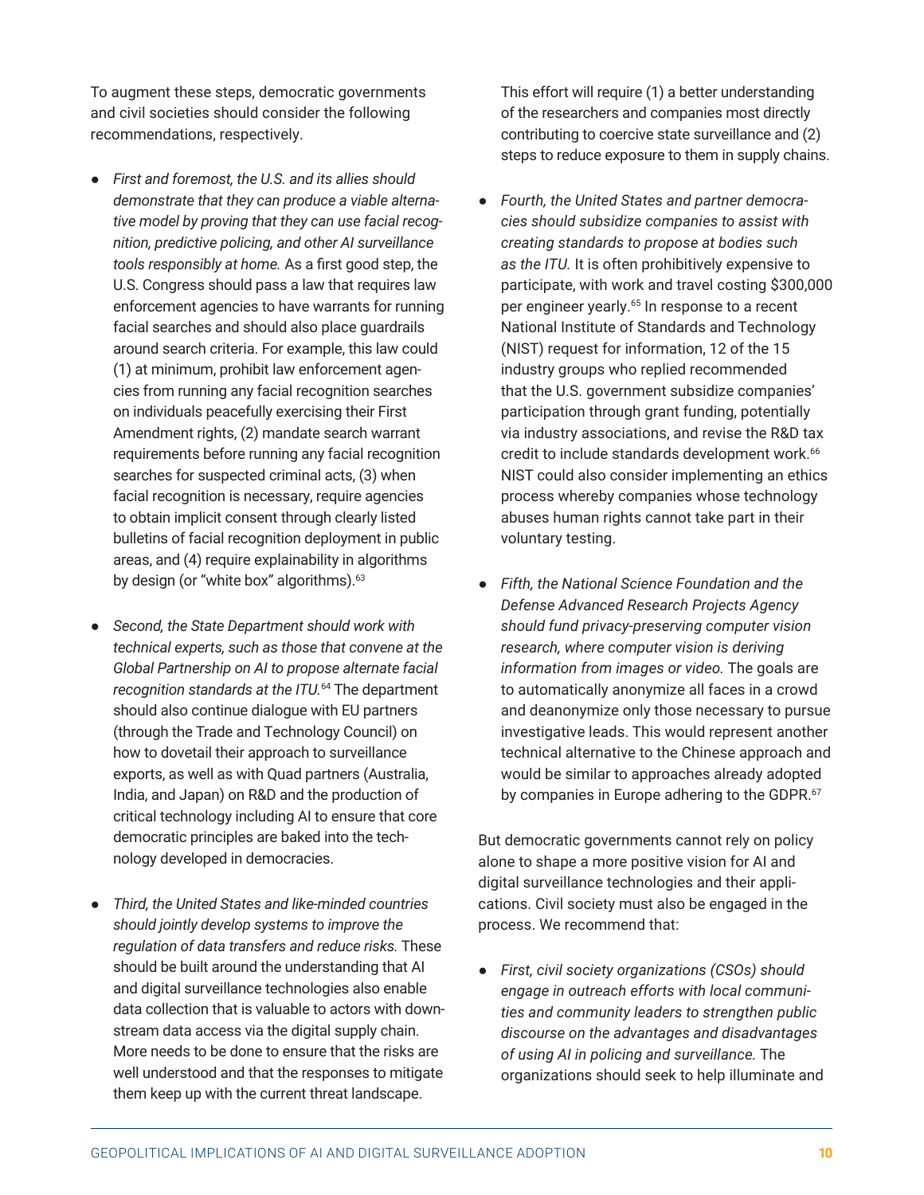To augment these steps, democratic governments and civil societies should consider the following recommendations, respectively.

- *First and foremost, the U.S. and its allies should demonstrate that they can produce a viable alternative model by proving that they can use facial recognition, predictive policing, and other AI surveillance tools responsibly at home.* As a first good step, the U.S. Congress should pass a law that requires law enforcement agencies to have warrants for running facial searches and should also place guardrails around search criteria. For example, this law could (1) at minimum, prohibit law enforcement agencies from running any facial recognition searches on individuals peacefully exercising their First Amendment rights, (2) mandate search warrant requirements before running any facial recognition searches for suspected criminal acts, (3) when facial recognition is necessary, require agencies to obtain implicit consent through clearly listed bulletins of facial recognition deployment in public areas, and (4) require explainability in algorithms by design (or "white box" algorithms).[63]

- *Second, the State Department should work with technical experts, such as those that convene at the Global Partnership on AI to propose alternate facial recognition standards at the ITU.*[64] The department should also continue dialogue with EU partners (through the Trade and Technology Council) on how to dovetail their approach to surveillance exports, as well as with Quad partners (Australia, India, and Japan) on R&D and the production of critical technology including AI to ensure that core democratic principles are baked into the technology developed in democracies.

- *Third, the United States and like-minded countries should jointly develop systems to improve the regulation of data transfers and reduce risks.* These should be built around the understanding that AI and digital surveillance technologies also enable data collection that is valuable to actors with downstream data access via the digital supply chain. More needs to be done to ensure that the risks are well understood and that the responses to mitigate them keep up with the current threat landscape. This effort will require (1) a better understanding of the researchers and companies most directly contributing to coercive state surveillance and (2) steps to reduce exposure to them in supply chains.

- *Fourth, the United States and partner democracies should subsidize companies to assist with creating standards to propose at bodies such as the ITU.* It is often prohibitively expensive to participate, with work and travel costing $300,000 per engineer yearly.[65] In response to a recent National Institute of Standards and Technology (NIST) request for information, 12 of the 15 industry groups who replied recommended that the U.S. government subsidize companies' participation through grant funding, potentially via industry associations, and revise the R&D tax credit to include standards development work.[66] NIST could also consider implementing an ethics process whereby companies whose technology abuses human rights cannot take part in their voluntary testing.

- *Fifth, the National Science Foundation and the Defense Advanced Research Projects Agency should fund privacy-preserving computer vision research, where computer vision is deriving information from images or video.* The goals are to automatically anonymize all faces in a crowd and deanonymize only those necessary to pursue investigative leads. This would represent another technical alternative to the Chinese approach and would be similar to approaches already adopted by companies in Europe adhering to the GDPR.[67]

But democratic governments cannot rely on policy alone to shape a more positive vision for AI and digital surveillance technologies and their applications. Civil society must also be engaged in the process. We recommend that:

- *First, civil society organizations (CSOs) should engage in outreach efforts with local communities and community leaders to strengthen public discourse on the advantages and disadvantages of using AI in policing and surveillance.* The organizations should seek to help illuminate and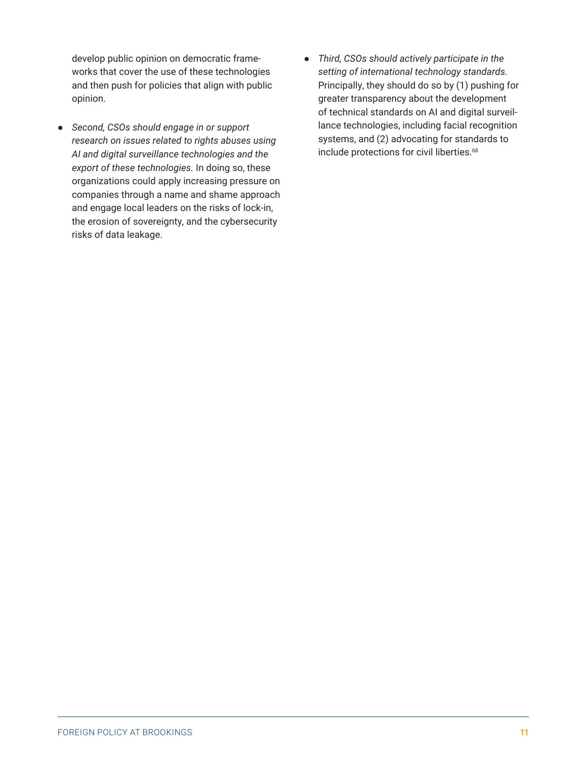develop public opinion on democratic frameworks that cover the use of these technologies and then push for policies that align with public opinion.

- *Second, CSOs should engage in or support research on issues related to rights abuses using AI and digital surveillance technologies and the export of these technologies.* In doing so, these organizations could apply increasing pressure on companies through a name and shame approach and engage local leaders on the risks of lock-in, the erosion of sovereignty, and the cybersecurity risks of data leakage.

- *Third, CSOs should actively participate in the setting of international technology standards.* Principally, they should do so by (1) pushing for greater transparency about the development of technical standards on AI and digital surveillance technologies, including facial recognition systems, and (2) advocating for standards to include protections for civil liberties.[68]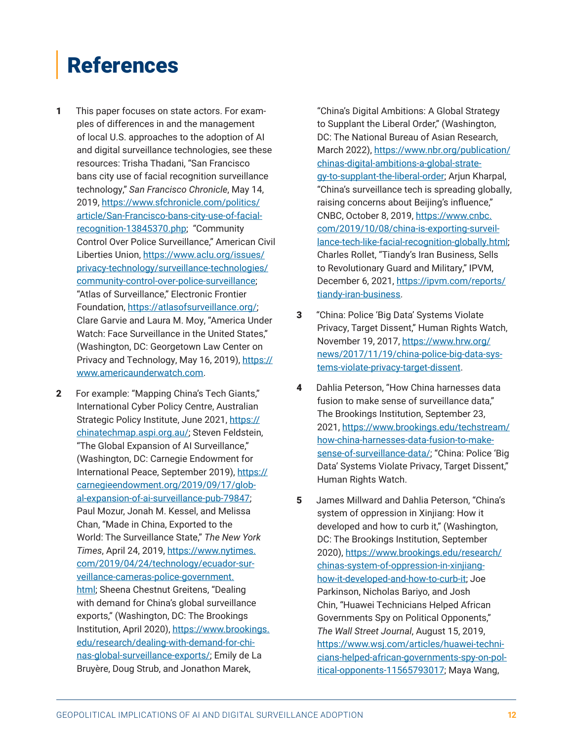# References

1. This paper focuses on state actors. For examples of differences in and the management of local U.S. approaches to the adoption of AI and digital surveillance technologies, see these resources: Trisha Thadani, "San Francisco bans city use of facial recognition surveillance technology," *San Francisco Chronicle*, May 14, 2019, https://www.sfchronicle.com/politics/article/San-Francisco-bans-city-use-of-facial-recognition-13845370.php; "Community Control Over Police Surveillance," American Civil Liberties Union, https://www.aclu.org/issues/privacy-technology/surveillance-technologies/community-control-over-police-surveillance; "Atlas of Surveillance," Electronic Frontier Foundation, https://atlasofsurveillance.org/; Clare Garvie and Laura M. Moy, "America Under Watch: Face Surveillance in the United States," (Washington, DC: Georgetown Law Center on Privacy and Technology, May 16, 2019), https://www.americaunderwatch.com.

2. For example: "Mapping China's Tech Giants," International Cyber Policy Centre, Australian Strategic Policy Institute, June 2021, https://chinatechmap.aspi.org.au/; Steven Feldstein, "The Global Expansion of AI Surveillance," (Washington, DC: Carnegie Endowment for International Peace, September 2019), https://carnegieendowment.org/2019/09/17/global-expansion-of-ai-surveillance-pub-79847; Paul Mozur, Jonah M. Kessel, and Melissa Chan, "Made in China, Exported to the World: The Surveillance State," *The New York Times*, April 24, 2019, https://www.nytimes.com/2019/04/24/technology/ecuador-surveillance-cameras-police-government.html; Sheena Chestnut Greitens, "Dealing with demand for China's global surveillance exports," (Washington, DC: The Brookings Institution, April 2020), https://www.brookings.edu/research/dealing-with-demand-for-chinas-global-surveillance-exports/; Emily de La Bruyère, Doug Strub, and Jonathon Marek, "China's Digital Ambitions: A Global Strategy to Supplant the Liberal Order," (Washington, DC: The National Bureau of Asian Research, March 2022), https://www.nbr.org/publication/chinas-digital-ambitions-a-global-strategy-to-supplant-the-liberal-order; Arjun Kharpal, "China's surveillance tech is spreading globally, raising concerns about Beijing's influence," CNBC, October 8, 2019, https://www.cnbc.com/2019/10/08/china-is-exporting-surveillance-tech-like-facial-recognition-globally.html; Charles Rollet, "Tiandy's Iran Business, Sells to Revolutionary Guard and Military," IPVM, December 6, 2021, https://ipvm.com/reports/tiandy-iran-business.

3. "China: Police 'Big Data' Systems Violate Privacy, Target Dissent," Human Rights Watch, November 19, 2017, https://www.hrw.org/news/2017/11/19/china-police-big-data-systems-violate-privacy-target-dissent.

4. Dahlia Peterson, "How China harnesses data fusion to make sense of surveillance data," The Brookings Institution, September 23, 2021, https://www.brookings.edu/techstream/how-china-harnesses-data-fusion-to-make-sense-of-surveillance-data/; "China: Police 'Big Data' Systems Violate Privacy, Target Dissent," Human Rights Watch.

5. James Millward and Dahlia Peterson, "China's system of oppression in Xinjiang: How it developed and how to curb it," (Washington, DC: The Brookings Institution, September 2020), https://www.brookings.edu/research/chinas-system-of-oppression-in-xinjiang-how-it-developed-and-how-to-curb-it; Joe Parkinson, Nicholas Bariyo, and Josh Chin, "Huawei Technicians Helped African Governments Spy on Political Opponents," *The Wall Street Journal*, August 15, 2019, https://www.wsj.com/articles/huawei-technicians-helped-african-governments-spy-on-political-opponents-11565793017; Maya Wang,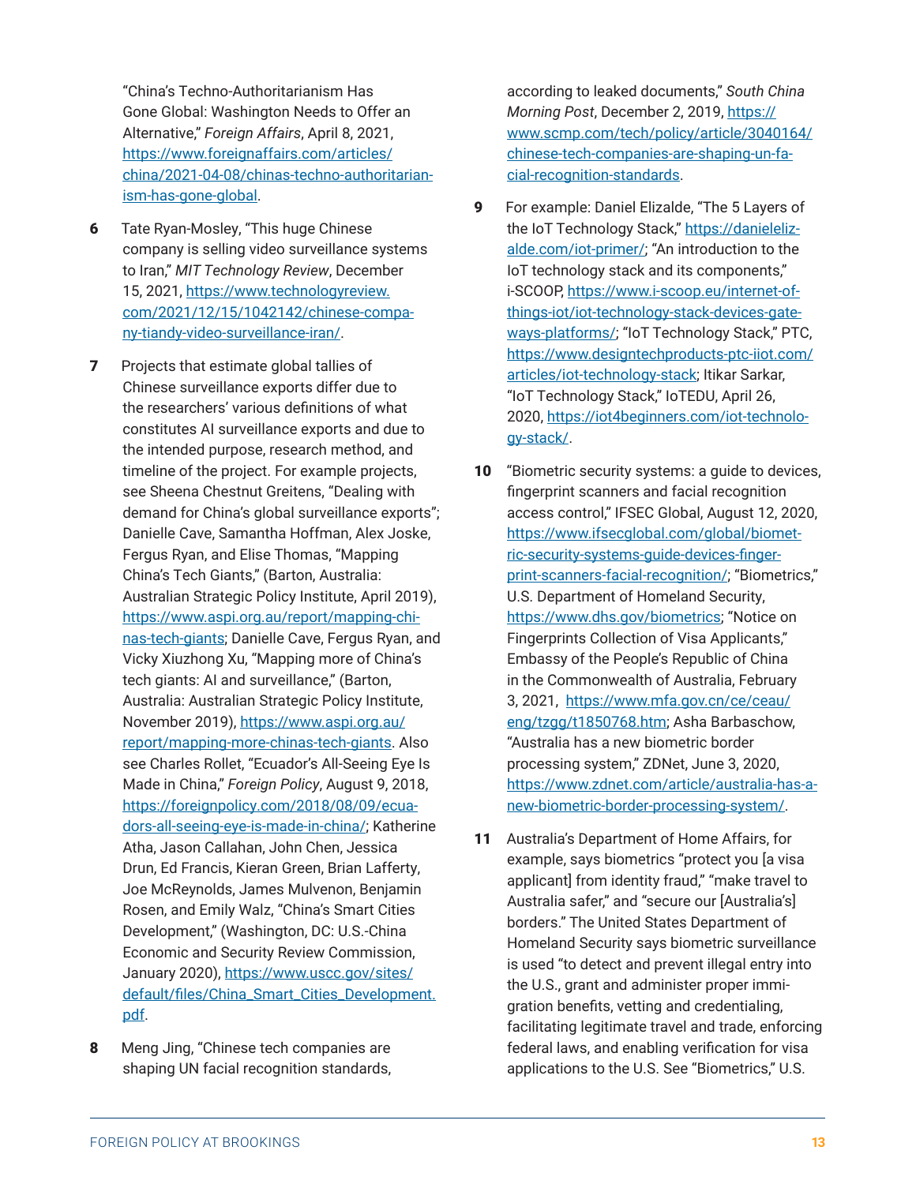"China's Techno-Authoritarianism Has Gone Global: Washington Needs to Offer an Alternative," *Foreign Affairs*, April 8, 2021, https://www.foreignaffairs.com/articles/china/2021-04-08/chinas-techno-authoritarianism-has-gone-global.

**6** Tate Ryan-Mosley, "This huge Chinese company is selling video surveillance systems to Iran," *MIT Technology Review*, December 15, 2021, https://www.technologyreview.com/2021/12/15/1042142/chinese-company-tiandy-video-surveillance-iran/.

**7** Projects that estimate global tallies of Chinese surveillance exports differ due to the researchers' various definitions of what constitutes AI surveillance exports and due to the intended purpose, research method, and timeline of the project. For example projects, see Sheena Chestnut Greitens, "Dealing with demand for China's global surveillance exports"; Danielle Cave, Samantha Hoffman, Alex Joske, Fergus Ryan, and Elise Thomas, "Mapping China's Tech Giants," (Barton, Australia: Australian Strategic Policy Institute, April 2019), https://www.aspi.org.au/report/mapping-chinas-tech-giants; Danielle Cave, Fergus Ryan, and Vicky Xiuzhong Xu, "Mapping more of China's tech giants: AI and surveillance," (Barton, Australia: Australian Strategic Policy Institute, November 2019), https://www.aspi.org.au/report/mapping-more-chinas-tech-giants. Also see Charles Rollet, "Ecuador's All-Seeing Eye Is Made in China," *Foreign Policy*, August 9, 2018, https://foreignpolicy.com/2018/08/09/ecuadors-all-seeing-eye-is-made-in-china/; Katherine Atha, Jason Callahan, John Chen, Jessica Drun, Ed Francis, Kieran Green, Brian Lafferty, Joe McReynolds, James Mulvenon, Benjamin Rosen, and Emily Walz, "China's Smart Cities Development," (Washington, DC: U.S.-China Economic and Security Review Commission, January 2020), https://www.uscc.gov/sites/default/files/China_Smart_Cities_Development.pdf.

**8** Meng Jing, "Chinese tech companies are shaping UN facial recognition standards, according to leaked documents," *South China Morning Post*, December 2, 2019, https://www.scmp.com/tech/policy/article/3040164/chinese-tech-companies-are-shaping-un-facial-recognition-standards.

**9** For example: Daniel Elizalde, "The 5 Layers of the IoT Technology Stack," https://danielelizalde.com/iot-primer/; "An introduction to the IoT technology stack and its components," i-SCOOP, https://www.i-scoop.eu/internet-of-things-iot/iot-technology-stack-devices-gateways-platforms/; "IoT Technology Stack," PTC, https://www.designtechproducts-ptc-iiot.com/articles/iot-technology-stack; Itikar Sarkar, "IoT Technology Stack," IoTEDU, April 26, 2020, https://iot4beginners.com/iot-technology-stack/.

**10** "Biometric security systems: a guide to devices, fingerprint scanners and facial recognition access control," IFSEC Global, August 12, 2020, https://www.ifsecglobal.com/global/biometric-security-systems-guide-devices-fingerprint-scanners-facial-recognition/; "Biometrics," U.S. Department of Homeland Security, https://www.dhs.gov/biometrics; "Notice on Fingerprints Collection of Visa Applicants," Embassy of the People's Republic of China in the Commonwealth of Australia, February 3, 2021, https://www.mfa.gov.cn/ce/ceau/eng/tzgg/t1850768.htm; Asha Barbaschow, "Australia has a new biometric border processing system," ZDNet, June 3, 2020, https://www.zdnet.com/article/australia-has-a-new-biometric-border-processing-system/.

**11** Australia's Department of Home Affairs, for example, says biometrics "protect you [a visa applicant] from identity fraud," "make travel to Australia safer," and "secure our [Australia's] borders." The United States Department of Homeland Security says biometric surveillance is used "to detect and prevent illegal entry into the U.S., grant and administer proper immigration benefits, vetting and credentialing, facilitating legitimate travel and trade, enforcing federal laws, and enabling verification for visa applications to the U.S. See "Biometrics," U.S.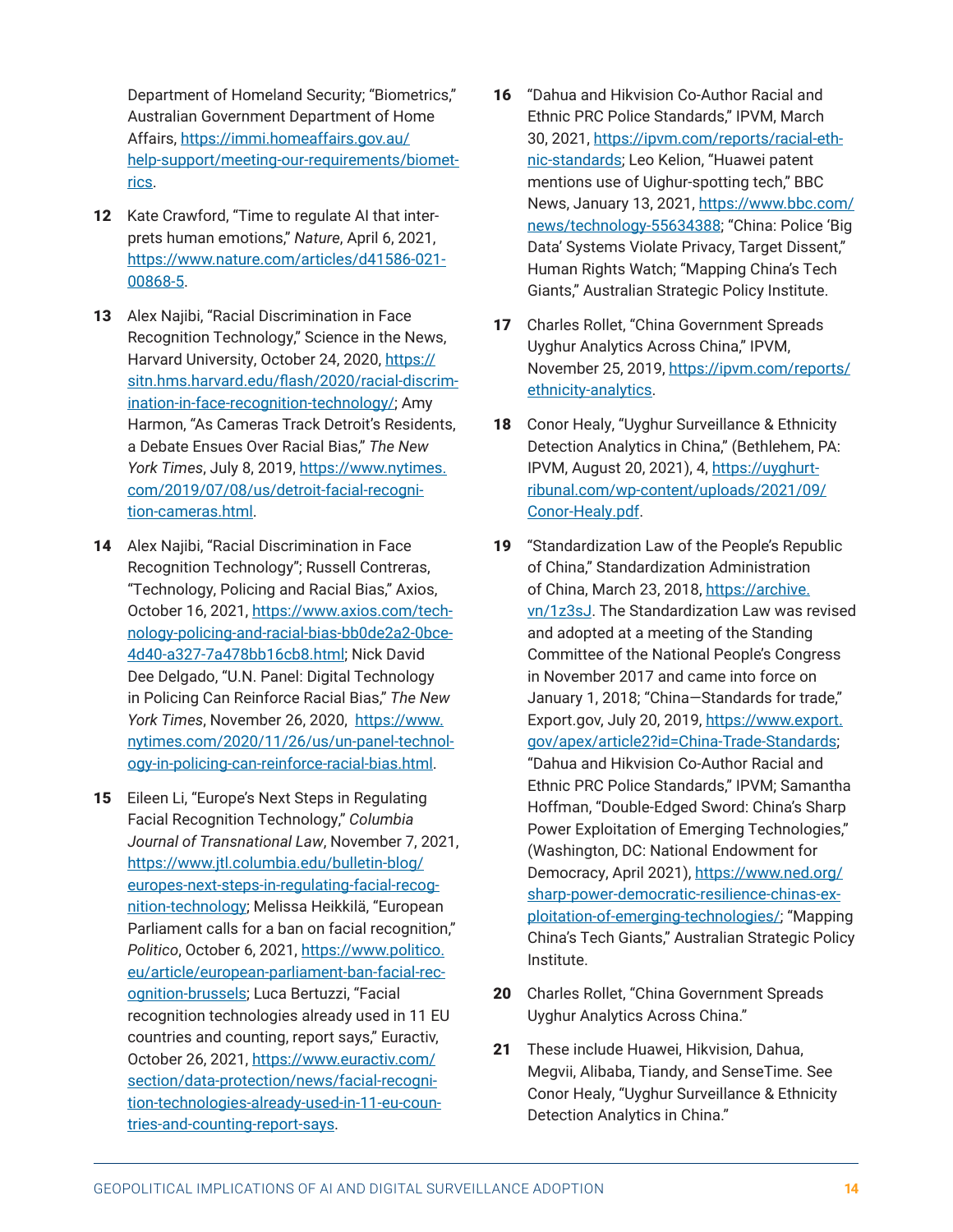Department of Homeland Security; "Biometrics," Australian Government Department of Home Affairs, https://immi.homeaffairs.gov.au/help-support/meeting-our-requirements/biometrics.

**12** Kate Crawford, "Time to regulate AI that interprets human emotions," *Nature*, April 6, 2021, https://www.nature.com/articles/d41586-021-00868-5.

**13** Alex Najibi, "Racial Discrimination in Face Recognition Technology," Science in the News, Harvard University, October 24, 2020, https://sitn.hms.harvard.edu/flash/2020/racial-discrimination-in-face-recognition-technology/; Amy Harmon, "As Cameras Track Detroit's Residents, a Debate Ensues Over Racial Bias," *The New York Times*, July 8, 2019, https://www.nytimes.com/2019/07/08/us/detroit-facial-recognition-cameras.html.

**14** Alex Najibi, "Racial Discrimination in Face Recognition Technology"; Russell Contreras, "Technology, Policing and Racial Bias," Axios, October 16, 2021, https://www.axios.com/technology-policing-and-racial-bias-bb0de2a2-0bce-4d40-a327-7a478bb16cb8.html; Nick David Dee Delgado, "U.N. Panel: Digital Technology in Policing Can Reinforce Racial Bias," *The New York Times*, November 26, 2020, https://www.nytimes.com/2020/11/26/us/un-panel-technology-in-policing-can-reinforce-racial-bias.html.

**15** Eileen Li, "Europe's Next Steps in Regulating Facial Recognition Technology," *Columbia Journal of Transnational Law*, November 7, 2021, https://www.jtl.columbia.edu/bulletin-blog/europes-next-steps-in-regulating-facial-recognition-technology; Melissa Heikkilä, "European Parliament calls for a ban on facial recognition," *Politico*, October 6, 2021, https://www.politico.eu/article/european-parliament-ban-facial-recognition-brussels; Luca Bertuzzi, "Facial recognition technologies already used in 11 EU countries and counting, report says," Euractiv, October 26, 2021, https://www.euractiv.com/section/data-protection/news/facial-recognition-technologies-already-used-in-11-eu-countries-and-counting-report-says.

**16** "Dahua and Hikvision Co-Author Racial and Ethnic PRC Police Standards," IPVM, March 30, 2021, https://ipvm.com/reports/racial-ethnic-standards; Leo Kelion, "Huawei patent mentions use of Uighur-spotting tech," BBC News, January 13, 2021, https://www.bbc.com/news/technology-55634388; "China: Police 'Big Data' Systems Violate Privacy, Target Dissent," Human Rights Watch; "Mapping China's Tech Giants," Australian Strategic Policy Institute.

**17** Charles Rollet, "China Government Spreads Uyghur Analytics Across China," IPVM, November 25, 2019, https://ipvm.com/reports/ethnicity-analytics.

**18** Conor Healy, "Uyghur Surveillance & Ethnicity Detection Analytics in China," (Bethlehem, PA: IPVM, August 20, 2021), 4, https://uyghurtribunal.com/wp-content/uploads/2021/09/Conor-Healy.pdf.

**19** "Standardization Law of the People's Republic of China," Standardization Administration of China, March 23, 2018, https://archive.vn/1z3sJ. The Standardization Law was revised and adopted at a meeting of the Standing Committee of the National People's Congress in November 2017 and came into force on January 1, 2018; "China—Standards for trade," Export.gov, July 20, 2019, https://www.export.gov/apex/article2?id=China-Trade-Standards; "Dahua and Hikvision Co-Author Racial and Ethnic PRC Police Standards," IPVM; Samantha Hoffman, "Double-Edged Sword: China's Sharp Power Exploitation of Emerging Technologies," (Washington, DC: National Endowment for Democracy, April 2021), https://www.ned.org/sharp-power-democratic-resilience-chinas-exploitation-of-emerging-technologies/; "Mapping China's Tech Giants," Australian Strategic Policy Institute.

**20** Charles Rollet, "China Government Spreads Uyghur Analytics Across China."

**21** These include Huawei, Hikvision, Dahua, Megvii, Alibaba, Tiandy, and SenseTime. See Conor Healy, "Uyghur Surveillance & Ethnicity Detection Analytics in China."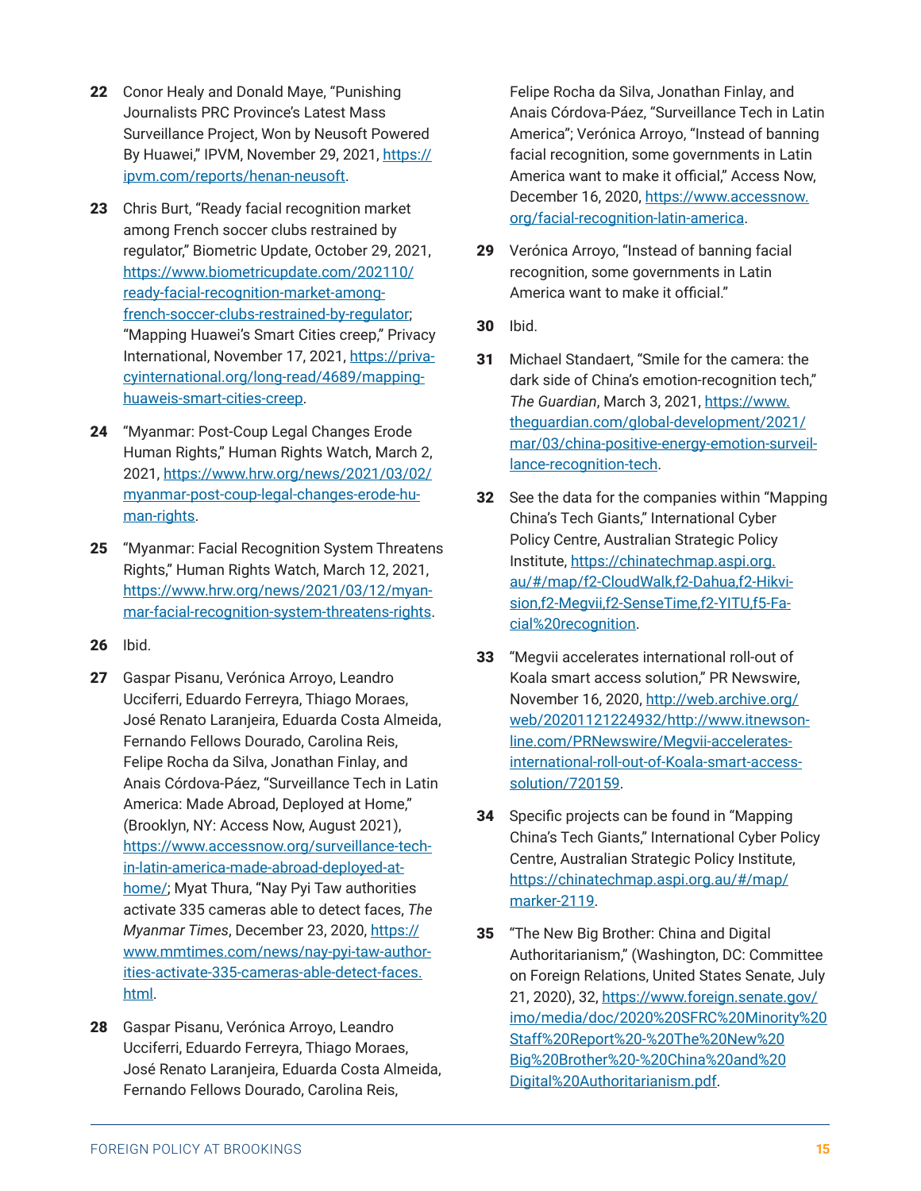22 Conor Healy and Donald Maye, "Punishing Journalists PRC Province's Latest Mass Surveillance Project, Won by Neusoft Powered By Huawei," IPVM, November 29, 2021, https://ipvm.com/reports/henan-neusoft.

23 Chris Burt, "Ready facial recognition market among French soccer clubs restrained by regulator," Biometric Update, October 29, 2021, https://www.biometricupdate.com/202110/ready-facial-recognition-market-among-french-soccer-clubs-restrained-by-regulator; "Mapping Huawei's Smart Cities creep," Privacy International, November 17, 2021, https://privacyinternational.org/long-read/4689/mapping-huaweis-smart-cities-creep.

24 "Myanmar: Post-Coup Legal Changes Erode Human Rights," Human Rights Watch, March 2, 2021, https://www.hrw.org/news/2021/03/02/myanmar-post-coup-legal-changes-erode-human-rights.

25 "Myanmar: Facial Recognition System Threatens Rights," Human Rights Watch, March 12, 2021, https://www.hrw.org/news/2021/03/12/myanmar-facial-recognition-system-threatens-rights.

26 Ibid.

27 Gaspar Pisanu, Verónica Arroyo, Leandro Ucciferri, Eduardo Ferreyra, Thiago Moraes, José Renato Laranjeira, Eduarda Costa Almeida, Fernando Fellows Dourado, Carolina Reis, Felipe Rocha da Silva, Jonathan Finlay, and Anais Córdova-Páez, "Surveillance Tech in Latin America: Made Abroad, Deployed at Home," (Brooklyn, NY: Access Now, August 2021), https://www.accessnow.org/surveillance-tech-in-latin-america-made-abroad-deployed-at-home/; Myat Thura, "Nay Pyi Taw authorities activate 335 cameras able to detect faces, *The Myanmar Times*, December 23, 2020, https://www.mmtimes.com/news/nay-pyi-taw-authorities-activate-335-cameras-able-detect-faces.html.

28 Gaspar Pisanu, Verónica Arroyo, Leandro Ucciferri, Eduardo Ferreyra, Thiago Moraes, José Renato Laranjeira, Eduarda Costa Almeida, Fernando Fellows Dourado, Carolina Reis, Felipe Rocha da Silva, Jonathan Finlay, and Anais Córdova-Páez, "Surveillance Tech in Latin America"; Verónica Arroyo, "Instead of banning facial recognition, some governments in Latin America want to make it official," Access Now, December 16, 2020, https://www.accessnow.org/facial-recognition-latin-america.

29 Verónica Arroyo, "Instead of banning facial recognition, some governments in Latin America want to make it official."

30 Ibid.

31 Michael Standaert, "Smile for the camera: the dark side of China's emotion-recognition tech," *The Guardian*, March 3, 2021, https://www.theguardian.com/global-development/2021/mar/03/china-positive-energy-emotion-surveillance-recognition-tech.

32 See the data for the companies within "Mapping China's Tech Giants," International Cyber Policy Centre, Australian Strategic Policy Institute, https://chinatechmap.aspi.org.au/#/map/f2-CloudWalk,f2-Dahua,f2-Hikvision,f2-Megvii,f2-SenseTime,f2-YITU,f5-Facial%20recognition.

33 "Megvii accelerates international roll-out of Koala smart access solution," PR Newswire, November 16, 2020, http://web.archive.org/web/20201121224932/http://www.itnewsonline.com/PRNewswire/Megvii-accelerates-international-roll-out-of-Koala-smart-access-solution/720159.

34 Specific projects can be found in "Mapping China's Tech Giants," International Cyber Policy Centre, Australian Strategic Policy Institute, https://chinatechmap.aspi.org.au/#/map/marker-2119.

35 "The New Big Brother: China and Digital Authoritarianism," (Washington, DC: Committee on Foreign Relations, United States Senate, July 21, 2020), 32, https://www.foreign.senate.gov/imo/media/doc/2020%20SFRC%20Minority%20Staff%20Report%20-%20The%20New%20Big%20Brother%20-%20China%20and%20Digital%20Authoritarianism.pdf.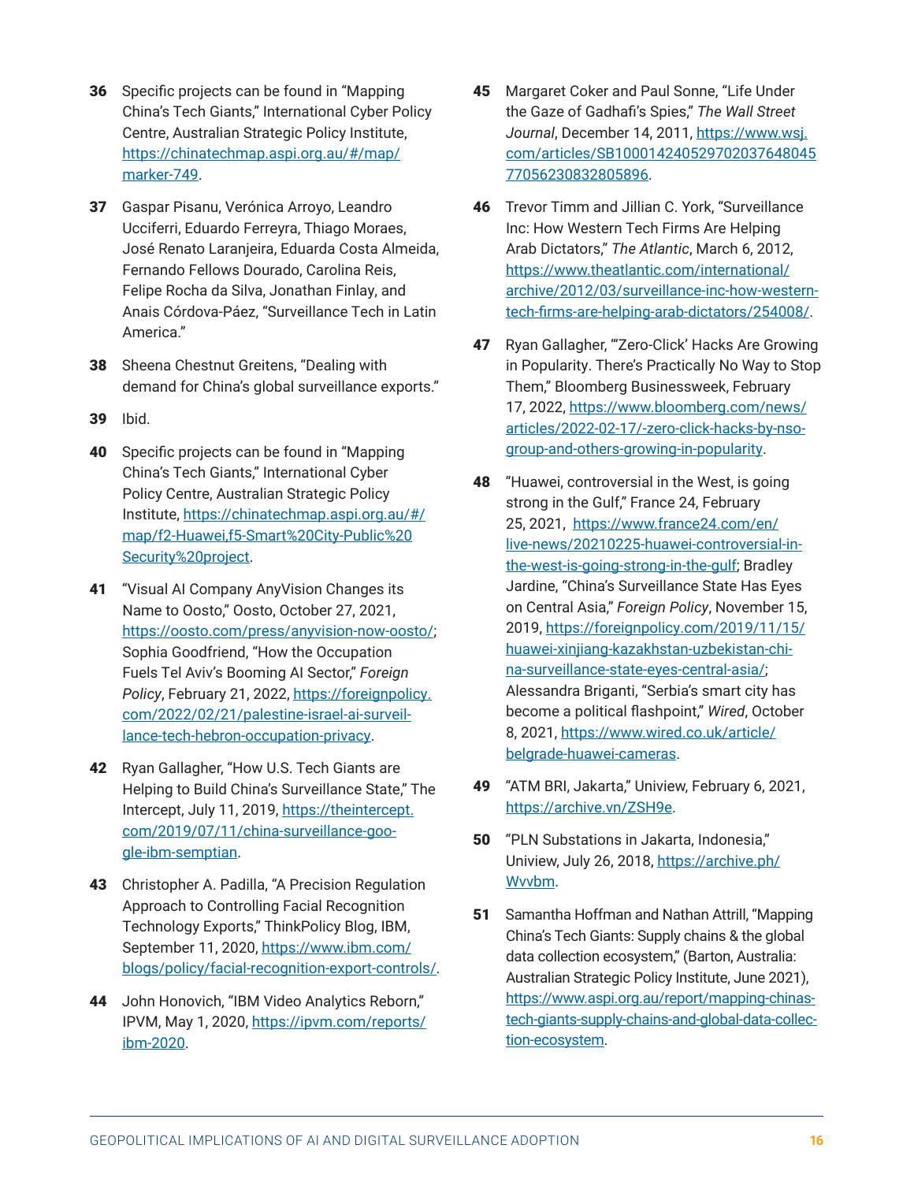**36** Specific projects can be found in "Mapping China's Tech Giants," International Cyber Policy Centre, Australian Strategic Policy Institute, https://chinatechmap.aspi.org.au/#/map/marker-749.

**37** Gaspar Pisanu, Verónica Arroyo, Leandro Ucciferri, Eduardo Ferreyra, Thiago Moraes, José Renato Laranjeira, Eduarda Costa Almeida, Fernando Fellows Dourado, Carolina Reis, Felipe Rocha da Silva, Jonathan Finlay, and Anais Córdova-Páez, "Surveillance Tech in Latin America."

**38** Sheena Chestnut Greitens, "Dealing with demand for China's global surveillance exports."

**39** Ibid.

**40** Specific projects can be found in "Mapping China's Tech Giants," International Cyber Policy Centre, Australian Strategic Policy Institute, https://chinatechmap.aspi.org.au/#/map/f2-Huawei,f5-Smart%20City-Public%20Security%20project.

**41** "Visual AI Company AnyVision Changes its Name to Oosto," Oosto, October 27, 2021, https://oosto.com/press/anyvision-now-oosto/; Sophia Goodfriend, "How the Occupation Fuels Tel Aviv's Booming AI Sector," *Foreign Policy*, February 21, 2022, https://foreignpolicy.com/2022/02/21/palestine-israel-ai-surveillance-tech-hebron-occupation-privacy.

**42** Ryan Gallagher, "How U.S. Tech Giants are Helping to Build China's Surveillance State," The Intercept, July 11, 2019, https://theintercept.com/2019/07/11/china-surveillance-google-ibm-semptian.

**43** Christopher A. Padilla, "A Precision Regulation Approach to Controlling Facial Recognition Technology Exports," ThinkPolicy Blog, IBM, September 11, 2020, https://www.ibm.com/blogs/policy/facial-recognition-export-controls/.

**44** John Honovich, "IBM Video Analytics Reborn," IPVM, May 1, 2020, https://ipvm.com/reports/ibm-2020.

**45** Margaret Coker and Paul Sonne, "Life Under the Gaze of Gadhafi's Spies," *The Wall Street Journal*, December 14, 2011, https://www.wsj.com/articles/SB10001424052970203764804577056230832805896.

**46** Trevor Timm and Jillian C. York, "Surveillance Inc: How Western Tech Firms Are Helping Arab Dictators," *The Atlantic*, March 6, 2012, https://www.theatlantic.com/international/archive/2012/03/surveillance-inc-how-western-tech-firms-are-helping-arab-dictators/254008/.

**47** Ryan Gallagher, "'Zero-Click' Hacks Are Growing in Popularity. There's Practically No Way to Stop Them," Bloomberg Businessweek, February 17, 2022, https://www.bloomberg.com/news/articles/2022-02-17/-zero-click-hacks-by-nso-group-and-others-growing-in-popularity.

**48** "Huawei, controversial in the West, is going strong in the Gulf," France 24, February 25, 2021, https://www.france24.com/en/live-news/20210225-huawei-controversial-in-the-west-is-going-strong-in-the-gulf; Bradley Jardine, "China's Surveillance State Has Eyes on Central Asia," *Foreign Policy*, November 15, 2019, https://foreignpolicy.com/2019/11/15/huawei-xinjiang-kazakhstan-uzbekistan-china-surveillance-state-eyes-central-asia/; Alessandra Briganti, "Serbia's smart city has become a political flashpoint," *Wired*, October 8, 2021, https://www.wired.co.uk/article/belgrade-huawei-cameras.

**49** "ATM BRI, Jakarta," Uniview, February 6, 2021, https://archive.vn/ZSH9e.

**50** "PLN Substations in Jakarta, Indonesia," Uniview, July 26, 2018, https://archive.ph/Wvvbm.

**51** Samantha Hoffman and Nathan Attrill, "Mapping China's Tech Giants: Supply chains & the global data collection ecosystem," (Barton, Australia: Australian Strategic Policy Institute, June 2021), https://www.aspi.org.au/report/mapping-chinas-tech-giants-supply-chains-and-global-data-collection-ecosystem.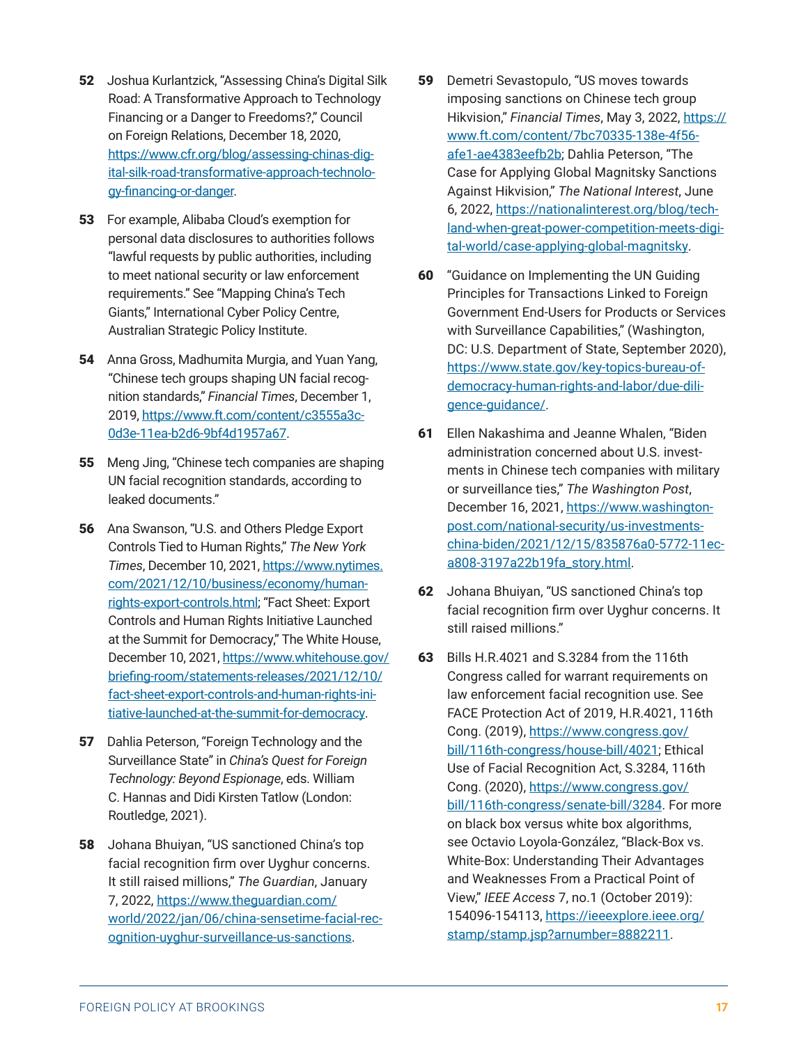52 Joshua Kurlantzick, "Assessing China's Digital Silk Road: A Transformative Approach to Technology Financing or a Danger to Freedoms?," Council on Foreign Relations, December 18, 2020, https://www.cfr.org/blog/assessing-chinas-digital-silk-road-transformative-approach-technology-financing-or-danger.

53 For example, Alibaba Cloud's exemption for personal data disclosures to authorities follows "lawful requests by public authorities, including to meet national security or law enforcement requirements." See "Mapping China's Tech Giants," International Cyber Policy Centre, Australian Strategic Policy Institute.

54 Anna Gross, Madhumita Murgia, and Yuan Yang, "Chinese tech groups shaping UN facial recognition standards," *Financial Times*, December 1, 2019, https://www.ft.com/content/c3555a3c-0d3e-11ea-b2d6-9bf4d1957a67.

55 Meng Jing, "Chinese tech companies are shaping UN facial recognition standards, according to leaked documents."

56 Ana Swanson, "U.S. and Others Pledge Export Controls Tied to Human Rights," *The New York Times*, December 10, 2021, https://www.nytimes.com/2021/12/10/business/economy/human-rights-export-controls.html; "Fact Sheet: Export Controls and Human Rights Initiative Launched at the Summit for Democracy," The White House, December 10, 2021, https://www.whitehouse.gov/briefing-room/statements-releases/2021/12/10/fact-sheet-export-controls-and-human-rights-initiative-launched-at-the-summit-for-democracy.

57 Dahlia Peterson, "Foreign Technology and the Surveillance State" in *China's Quest for Foreign Technology: Beyond Espionage*, eds. William C. Hannas and Didi Kirsten Tatlow (London: Routledge, 2021).

58 Johana Bhuiyan, "US sanctioned China's top facial recognition firm over Uyghur concerns. It still raised millions," *The Guardian*, January 7, 2022, https://www.theguardian.com/world/2022/jan/06/china-sensetime-facial-recognition-uyghur-surveillance-us-sanctions.

59 Demetri Sevastopulo, "US moves towards imposing sanctions on Chinese tech group Hikvision," *Financial Times*, May 3, 2022, https://www.ft.com/content/7bc70335-138e-4f56-afe1-ae4383eefb2b; Dahlia Peterson, "The Case for Applying Global Magnitsky Sanctions Against Hikvision," *The National Interest*, June 6, 2022, https://nationalinterest.org/blog/techland-when-great-power-competition-meets-digital-world/case-applying-global-magnitsky.

60 "Guidance on Implementing the UN Guiding Principles for Transactions Linked to Foreign Government End-Users for Products or Services with Surveillance Capabilities," (Washington, DC: U.S. Department of State, September 2020), https://www.state.gov/key-topics-bureau-of-democracy-human-rights-and-labor/due-diligence-guidance/.

61 Ellen Nakashima and Jeanne Whalen, "Biden administration concerned about U.S. investments in Chinese tech companies with military or surveillance ties," *The Washington Post*, December 16, 2021, https://www.washingtonpost.com/national-security/us-investments-china-biden/2021/12/15/835876a0-5772-11ec-a808-3197a22b19fa_story.html.

62 Johana Bhuiyan, "US sanctioned China's top facial recognition firm over Uyghur concerns. It still raised millions."

63 Bills H.R.4021 and S.3284 from the 116th Congress called for warrant requirements on law enforcement facial recognition use. See FACE Protection Act of 2019, H.R.4021, 116th Cong. (2019), https://www.congress.gov/bill/116th-congress/house-bill/4021; Ethical Use of Facial Recognition Act, S.3284, 116th Cong. (2020), https://www.congress.gov/bill/116th-congress/senate-bill/3284. For more on black box versus white box algorithms, see Octavio Loyola-González, "Black-Box vs. White-Box: Understanding Their Advantages and Weaknesses From a Practical Point of View," *IEEE Access* 7, no.1 (October 2019): 154096-154113, https://ieeexplore.ieee.org/stamp/stamp.jsp?arnumber=8882211.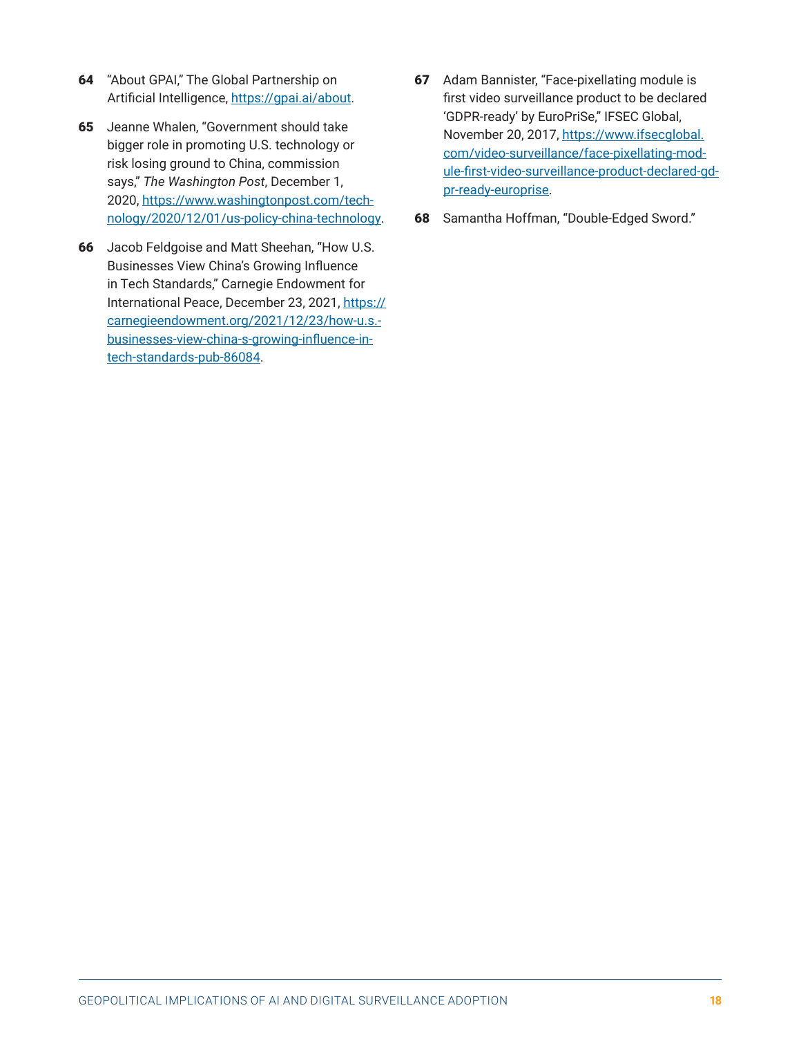64 "About GPAI," The Global Partnership on Artificial Intelligence, https://gpai.ai/about.

65 Jeanne Whalen, "Government should take bigger role in promoting U.S. technology or risk losing ground to China, commission says," *The Washington Post*, December 1, 2020, https://www.washingtonpost.com/technology/2020/12/01/us-policy-china-technology.

66 Jacob Feldgoise and Matt Sheehan, "How U.S. Businesses View China's Growing Influence in Tech Standards," Carnegie Endowment for International Peace, December 23, 2021, https://carnegieendowment.org/2021/12/23/how-u.s.-businesses-view-china-s-growing-influence-in-tech-standards-pub-86084.

67 Adam Bannister, "Face-pixellating module is first video surveillance product to be declared 'GDPR-ready' by EuroPriSe," IFSEC Global, November 20, 2017, https://www.ifsecglobal.com/video-surveillance/face-pixellating-module-first-video-surveillance-product-declared-gdpr-ready-europrise.

68 Samantha Hoffman, "Double-Edged Sword."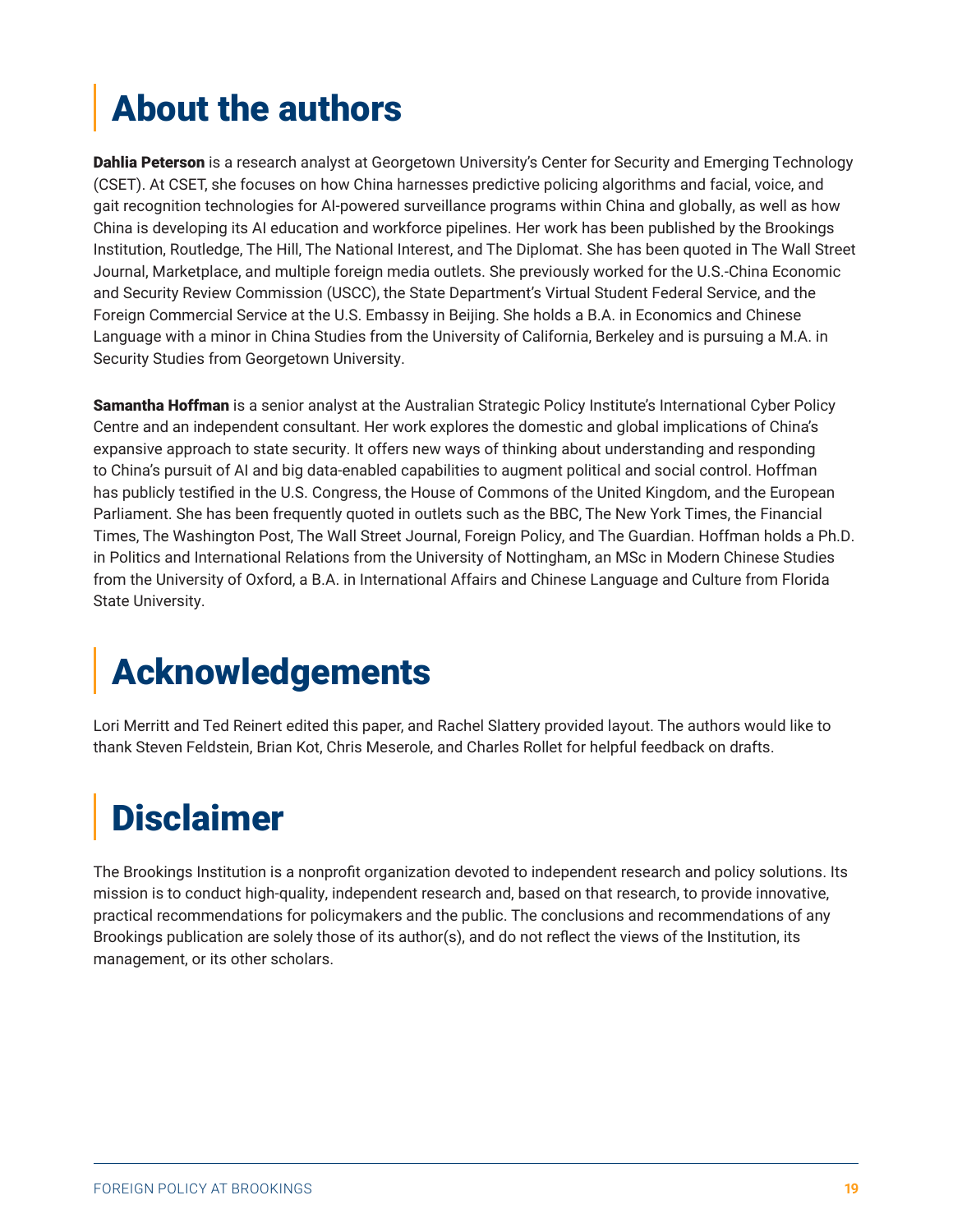# About the authors

**Dahlia Peterson** is a research analyst at Georgetown University's Center for Security and Emerging Technology (CSET). At CSET, she focuses on how China harnesses predictive policing algorithms and facial, voice, and gait recognition technologies for AI-powered surveillance programs within China and globally, as well as how China is developing its AI education and workforce pipelines. Her work has been published by the Brookings Institution, Routledge, The Hill, The National Interest, and The Diplomat. She has been quoted in The Wall Street Journal, Marketplace, and multiple foreign media outlets. She previously worked for the U.S.-China Economic and Security Review Commission (USCC), the State Department's Virtual Student Federal Service, and the Foreign Commercial Service at the U.S. Embassy in Beijing. She holds a B.A. in Economics and Chinese Language with a minor in China Studies from the University of California, Berkeley and is pursuing a M.A. in Security Studies from Georgetown University.

**Samantha Hoffman** is a senior analyst at the Australian Strategic Policy Institute's International Cyber Policy Centre and an independent consultant. Her work explores the domestic and global implications of China's expansive approach to state security. It offers new ways of thinking about understanding and responding to China's pursuit of AI and big data-enabled capabilities to augment political and social control. Hoffman has publicly testified in the U.S. Congress, the House of Commons of the United Kingdom, and the European Parliament. She has been frequently quoted in outlets such as the BBC, The New York Times, the Financial Times, The Washington Post, The Wall Street Journal, Foreign Policy, and The Guardian. Hoffman holds a Ph.D. in Politics and International Relations from the University of Nottingham, an MSc in Modern Chinese Studies from the University of Oxford, a B.A. in International Affairs and Chinese Language and Culture from Florida State University.

# Acknowledgements

Lori Merritt and Ted Reinert edited this paper, and Rachel Slattery provided layout. The authors would like to thank Steven Feldstein, Brian Kot, Chris Meserole, and Charles Rollet for helpful feedback on drafts.

# Disclaimer

The Brookings Institution is a nonprofit organization devoted to independent research and policy solutions. Its mission is to conduct high-quality, independent research and, based on that research, to provide innovative, practical recommendations for policymakers and the public. The conclusions and recommendations of any Brookings publication are solely those of its author(s), and do not reflect the views of the Institution, its management, or its other scholars.